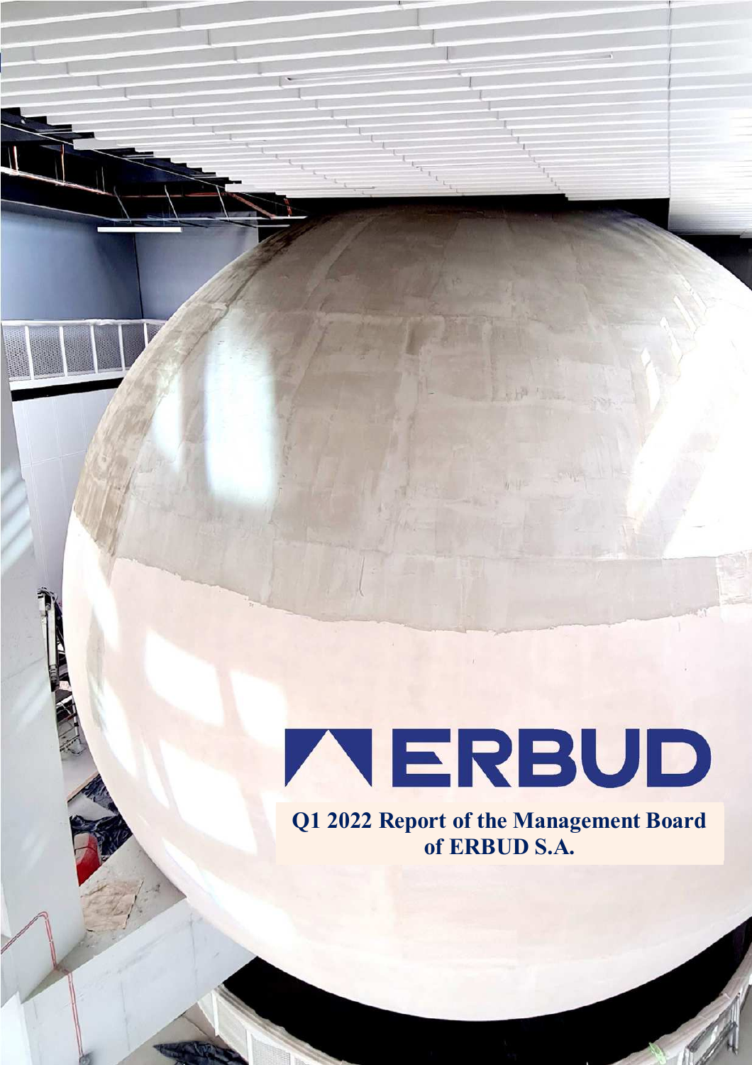ERBUD

# Q1 2022 Report of the Management Board of ERBUD S.A.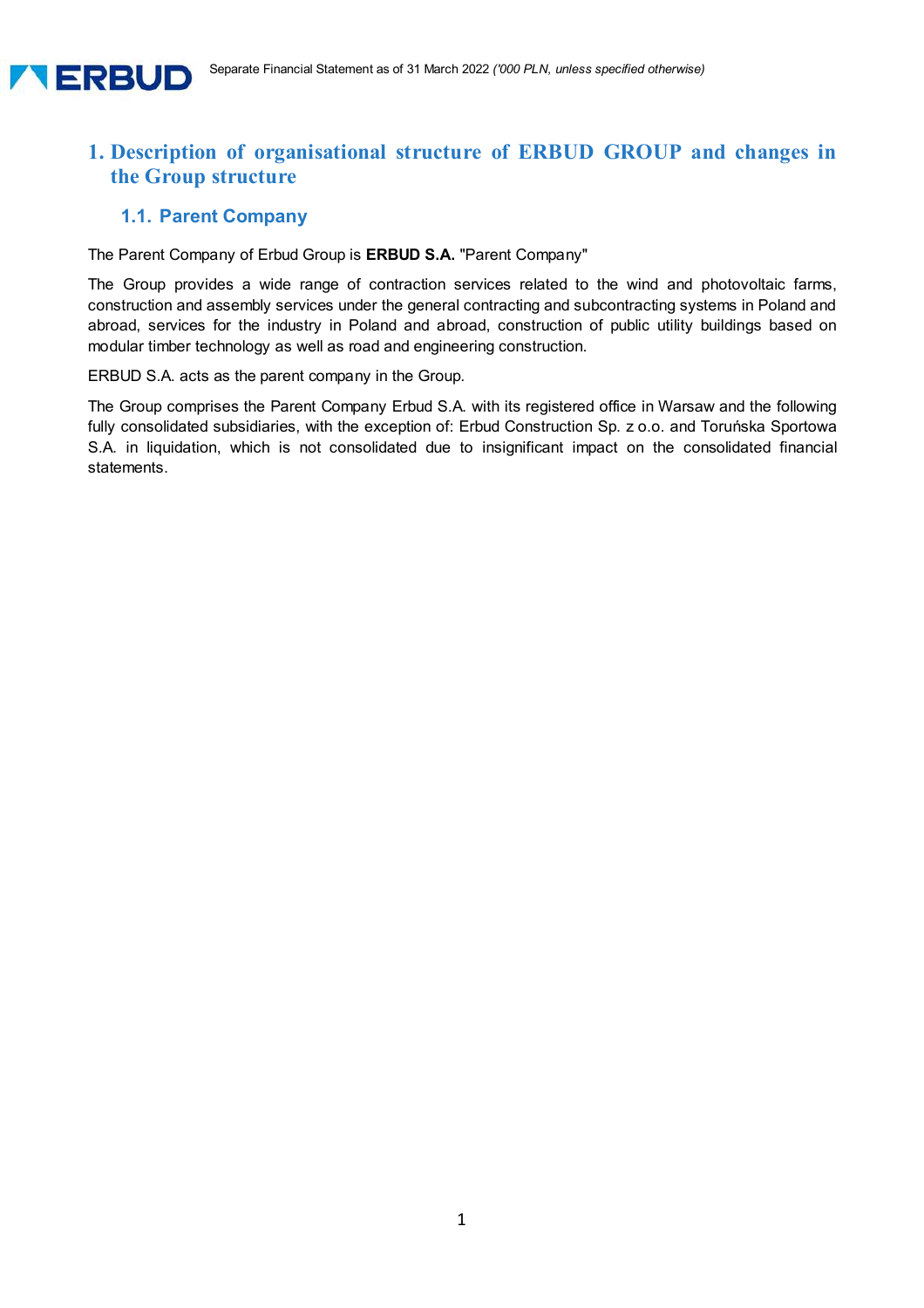# 1. Description of organisational structure of ERBUD GROUP and changes in the Group structure

## 1.1. Parent Company

The Parent Company of Erbud Group is **ERBUD S.A.** "Parent Company"

The Group provides a wide range of contraction services related to the wind and photovoltaic farms, construction and assembly services under the general contracting and subcontracting systems in Poland and abroad, services for the industry in Poland and abroad, construction of public utility buildings based on modular timber technology as well as road and engineering construction.

ERBUD S.A. acts as the parent company in the Group.

The Group comprises the Parent Company Erbud S.A. with its registered office in Warsaw and the following fully consolidated subsidiaries, with the exception of: Erbud Construction Sp. z o.o. and Toruńska Sportowa S.A. in liquidation, which is not consolidated due to insignificant impact on the consolidated financial statements.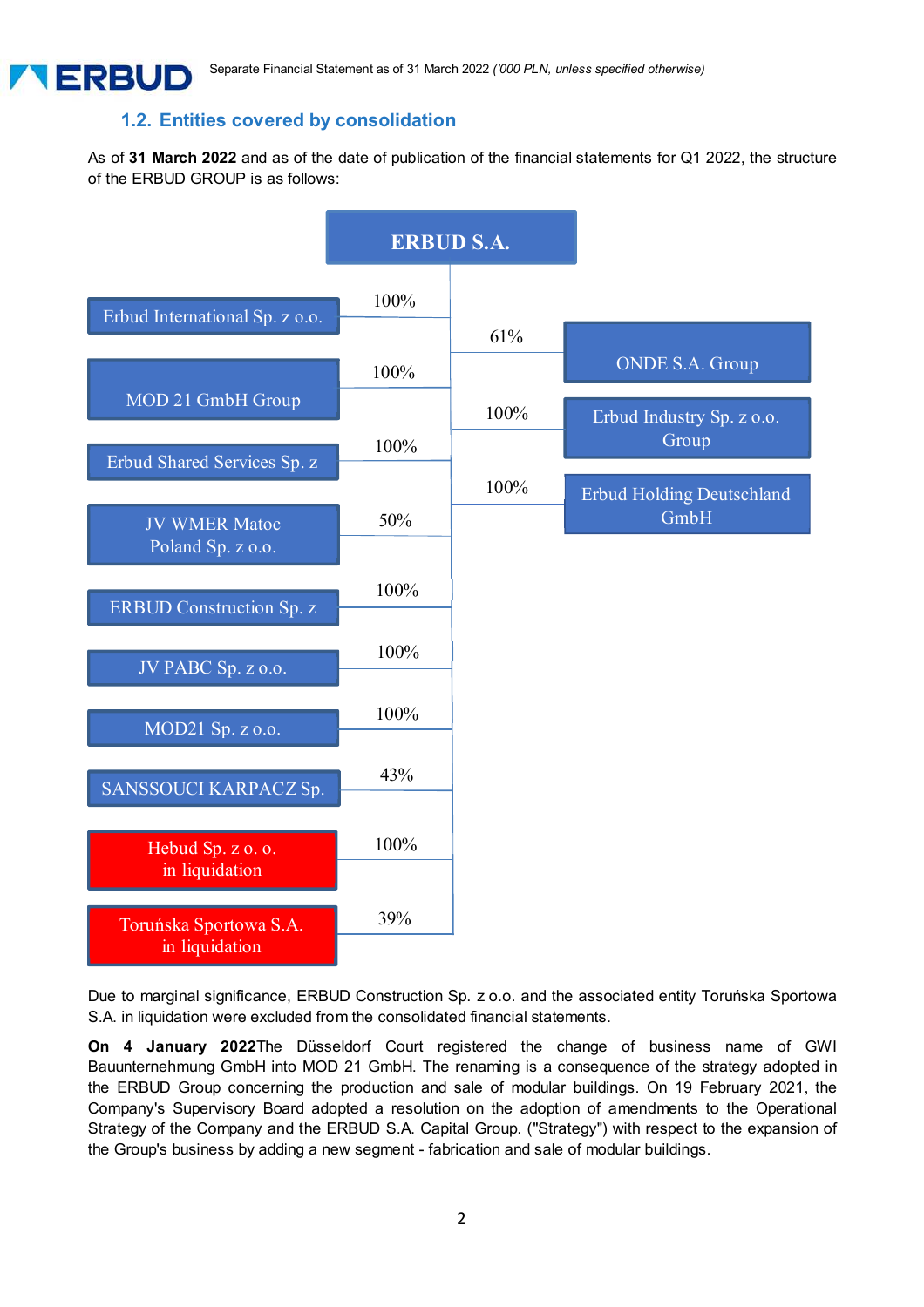## 1.2. Entities covered by consolidation

As of **31 March 2022** and as of the date of publication of the financial statements for Q1 2022, the structure of the ERBUD GROUP is as follows:

**ERBUD S.A.**

| Entity | Share |
|---|---|
| Erbud International Sp. z o.o. | 100% |
| MOD 21 GmbH Group | 100% |
| Erbud Shared Services Sp. z | 100% |
| JV WMER Matoc Poland Sp. z o.o. | 50% |
| ERBUD Construction Sp. z | 100% |
| JV PABC Sp. z o.o. | 100% |
| MOD21 Sp. z o.o. | 100% |
| SANSSOUCI KARPACZ Sp. | 43% |
| Hebud Sp. z o. o. in liquidation | 100% |
| Toruńska Sportowa S.A. in liquidation | 39% |
| ONDE S.A. Group | 61% |
| Erbud Industry Sp. z o.o. Group | 100% |
| Erbud Holding Deutschland GmbH | 100% |

Due to marginal significance, ERBUD Construction Sp. z o.o. and the associated entity Toruńska Sportowa S.A. in liquidation were excluded from the consolidated financial statements.

**On 4 January 2022**The Düsseldorf Court registered the change of business name of GWI Bauunternehmung GmbH into MOD 21 GmbH. The renaming is a consequence of the strategy adopted in the ERBUD Group concerning the production and sale of modular buildings. On 19 February 2021, the Company's Supervisory Board adopted a resolution on the adoption of amendments to the Operational Strategy of the Company and the ERBUD S.A. Capital Group. ("Strategy") with respect to the expansion of the Group's business by adding a new segment - fabrication and sale of modular buildings.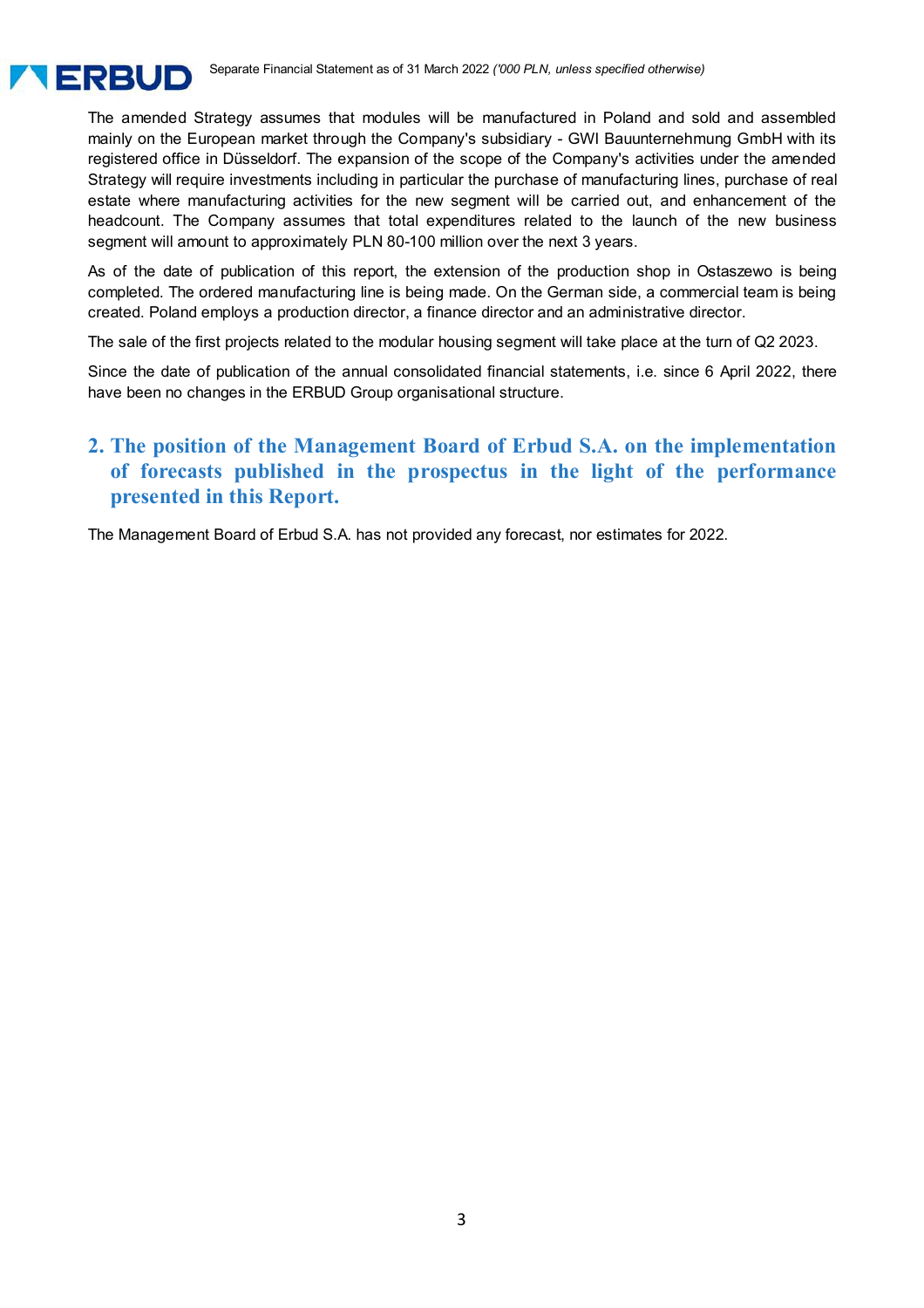The amended Strategy assumes that modules will be manufactured in Poland and sold and assembled mainly on the European market through the Company's subsidiary - GWI Bauunternehmung GmbH with its registered office in Düsseldorf. The expansion of the scope of the Company's activities under the amended Strategy will require investments including in particular the purchase of manufacturing lines, purchase of real estate where manufacturing activities for the new segment will be carried out, and enhancement of the headcount. The Company assumes that total expenditures related to the launch of the new business segment will amount to approximately PLN 80-100 million over the next 3 years.

As of the date of publication of this report, the extension of the production shop in Ostaszewo is being completed. The ordered manufacturing line is being made. On the German side, a commercial team is being created. Poland employs a production director, a finance director and an administrative director.

The sale of the first projects related to the modular housing segment will take place at the turn of Q2 2023.

Since the date of publication of the annual consolidated financial statements, i.e. since 6 April 2022, there have been no changes in the ERBUD Group organisational structure.

## 2. The position of the Management Board of Erbud S.A. on the implementation of forecasts published in the prospectus in the light of the performance presented in this Report.

The Management Board of Erbud S.A. has not provided any forecast, nor estimates for 2022.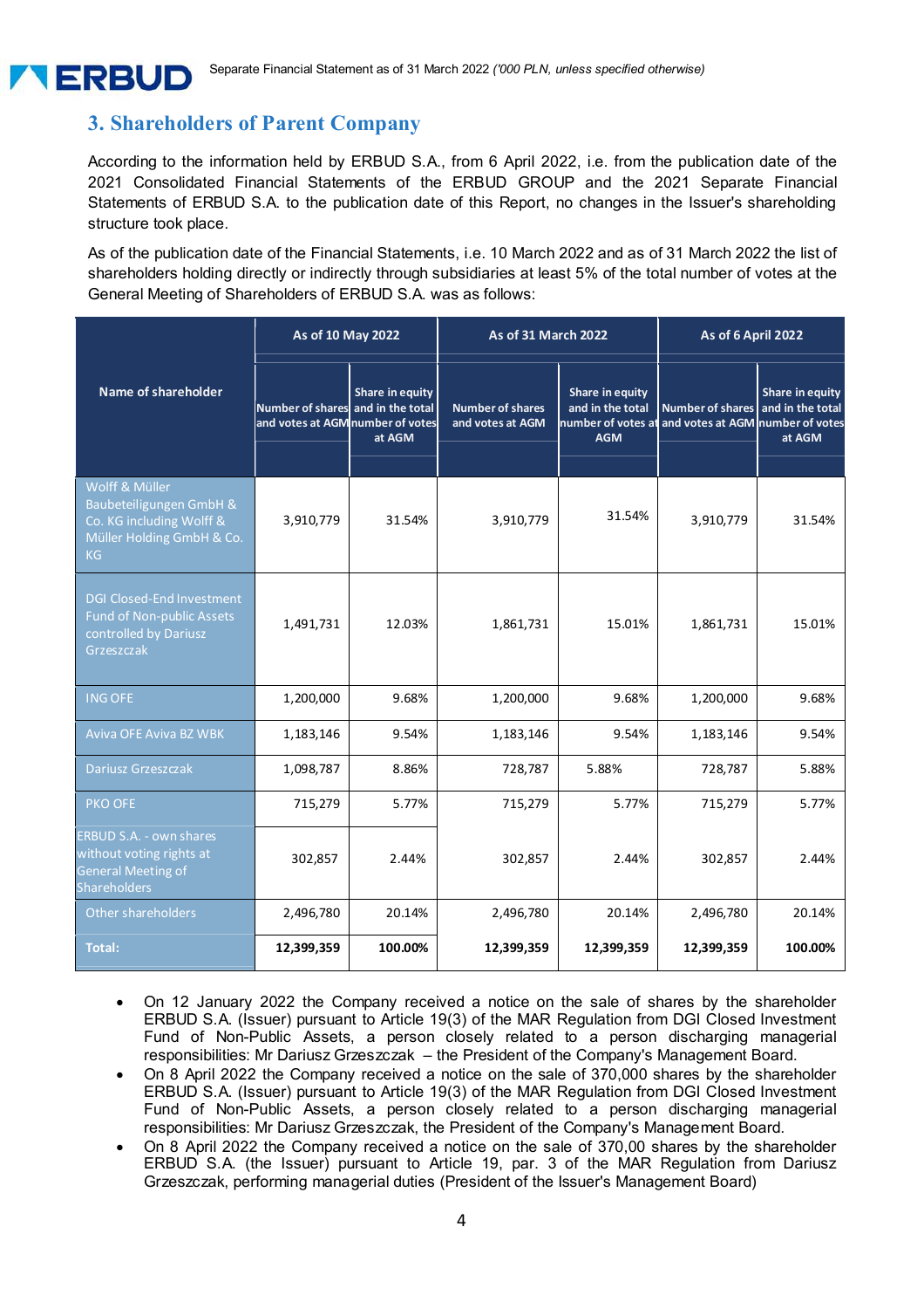## 3. Shareholders of Parent Company

According to the information held by ERBUD S.A., from 6 April 2022, i.e. from the publication date of the 2021 Consolidated Financial Statements of the ERBUD GROUP and the 2021 Separate Financial Statements of ERBUD S.A. to the publication date of this Report, no changes in the Issuer's shareholding structure took place.

As of the publication date of the Financial Statements, i.e. 10 March 2022 and as of 31 March 2022 the list of shareholders holding directly or indirectly through subsidiaries at least 5% of the total number of votes at the General Meeting of Shareholders of ERBUD S.A. was as follows:

| Name of shareholder | As of 10 May 2022 | | As of 31 March 2022 | | As of 6 April 2022 | |
|---|---|---|---|---|---|---|
| | Number of shares and votes at AGM | Share in equity and in the total number of votes at AGM | Number of shares and votes at AGM | Share in equity and in the total number of votes at AGM | Number of shares and votes at AGM | Share in equity and in the total number of votes at AGM |
| Wolff & Müller Baubeteiligungen GmbH & Co. KG including Wolff & Müller Holding GmbH & Co. KG | 3,910,779 | 31.54% | 3,910,779 | 31.54% | 3,910,779 | 31.54% |
| DGI Closed-End Investment Fund of Non-public Assets controlled by Dariusz Grzeszczak | 1,491,731 | 12.03% | 1,861,731 | 15.01% | 1,861,731 | 15.01% |
| ING OFE | 1,200,000 | 9.68% | 1,200,000 | 9.68% | 1,200,000 | 9.68% |
| Aviva OFE Aviva BZ WBK | 1,183,146 | 9.54% | 1,183,146 | 9.54% | 1,183,146 | 9.54% |
| Dariusz Grzeszczak | 1,098,787 | 8.86% | 728,787 | 5.88% | 728,787 | 5.88% |
| PKO OFE | 715,279 | 5.77% | 715,279 | 5.77% | 715,279 | 5.77% |
| ERBUD S.A. - own shares without voting rights at General Meeting of Shareholders | 302,857 | 2.44% | 302,857 | 2.44% | 302,857 | 2.44% |
| Other shareholders | 2,496,780 | 20.14% | 2,496,780 | 20.14% | 2,496,780 | 20.14% |
| **Total:** | **12,399,359** | **100.00%** | **12,399,359** | **12,399,359** | **12,399,359** | **100.00%** |

- On 12 January 2022 the Company received a notice on the sale of shares by the shareholder ERBUD S.A. (Issuer) pursuant to Article 19(3) of the MAR Regulation from DGI Closed Investment Fund of Non-Public Assets, a person closely related to a person discharging managerial responsibilities: Mr Dariusz Grzeszczak – the President of the Company's Management Board.
- On 8 April 2022 the Company received a notice on the sale of 370,000 shares by the shareholder ERBUD S.A. (Issuer) pursuant to Article 19(3) of the MAR Regulation from DGI Closed Investment Fund of Non-Public Assets, a person closely related to a person discharging managerial responsibilities: Mr Dariusz Grzeszczak, the President of the Company's Management Board.
- On 8 April 2022 the Company received a notice on the sale of 370,00 shares by the shareholder ERBUD S.A. (the Issuer) pursuant to Article 19, par. 3 of the MAR Regulation from Dariusz Grzeszczak, performing managerial duties (President of the Issuer's Management Board)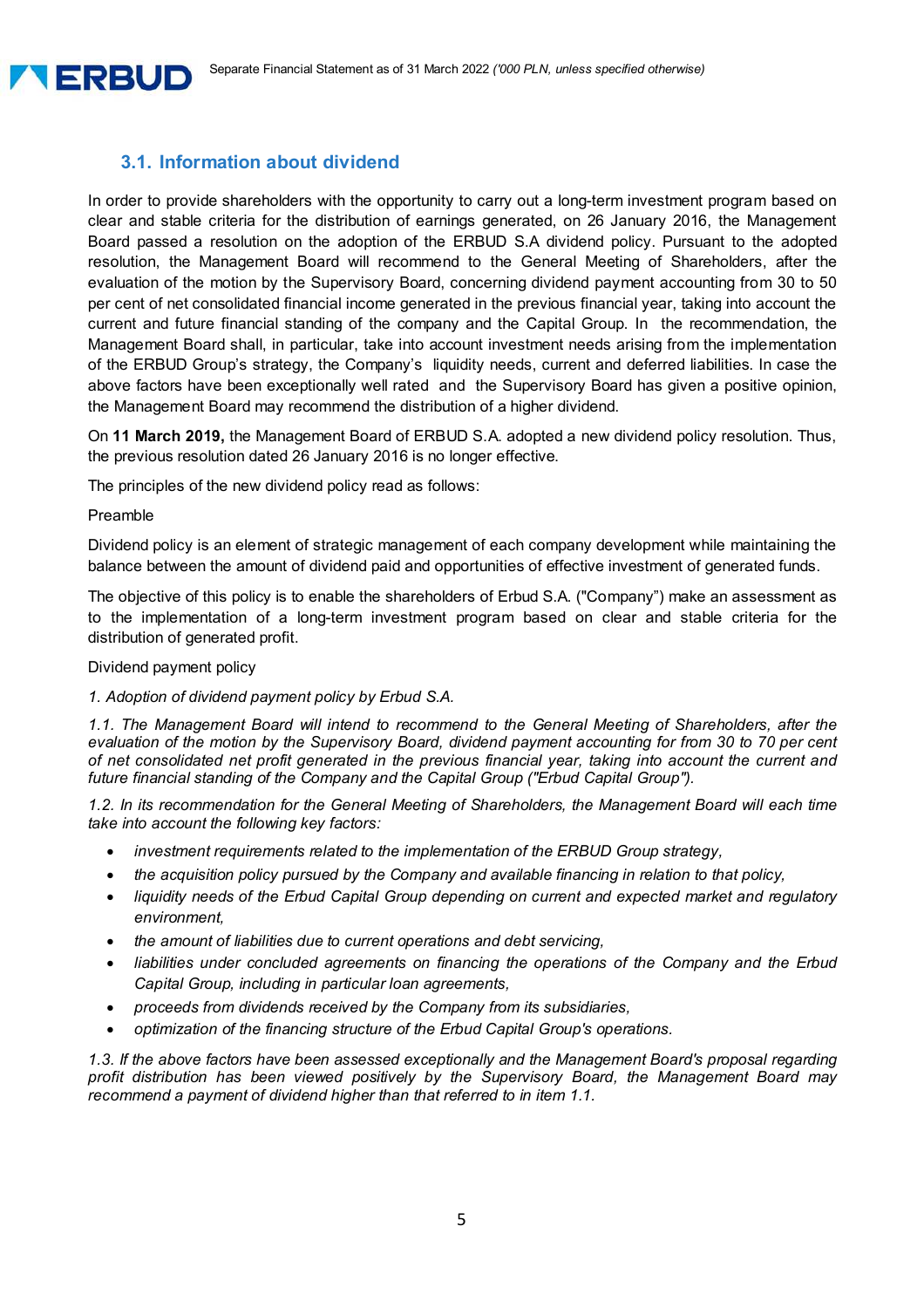### 3.1. Information about dividend

In order to provide shareholders with the opportunity to carry out a long-term investment program based on clear and stable criteria for the distribution of earnings generated, on 26 January 2016, the Management Board passed a resolution on the adoption of the ERBUD S.A dividend policy. Pursuant to the adopted resolution, the Management Board will recommend to the General Meeting of Shareholders, after the evaluation of the motion by the Supervisory Board, concerning dividend payment accounting from 30 to 50 per cent of net consolidated financial income generated in the previous financial year, taking into account the current and future financial standing of the company and the Capital Group. In the recommendation, the Management Board shall, in particular, take into account investment needs arising from the implementation of the ERBUD Group's strategy, the Company's liquidity needs, current and deferred liabilities. In case the above factors have been exceptionally well rated and the Supervisory Board has given a positive opinion, the Management Board may recommend the distribution of a higher dividend.

On **11 March 2019,** the Management Board of ERBUD S.A. adopted a new dividend policy resolution. Thus, the previous resolution dated 26 January 2016 is no longer effective.

The principles of the new dividend policy read as follows:

Preamble

Dividend policy is an element of strategic management of each company development while maintaining the balance between the amount of dividend paid and opportunities of effective investment of generated funds.

The objective of this policy is to enable the shareholders of Erbud S.A. ("Company") make an assessment as to the implementation of a long-term investment program based on clear and stable criteria for the distribution of generated profit.

Dividend payment policy

*1. Adoption of dividend payment policy by Erbud S.A.*

*1.1. The Management Board will intend to recommend to the General Meeting of Shareholders, after the evaluation of the motion by the Supervisory Board, dividend payment accounting for from 30 to 70 per cent of net consolidated net profit generated in the previous financial year, taking into account the current and future financial standing of the Company and the Capital Group ("Erbud Capital Group").*

*1.2. In its recommendation for the General Meeting of Shareholders, the Management Board will each time take into account the following key factors:*

- *investment requirements related to the implementation of the ERBUD Group strategy,*
- *the acquisition policy pursued by the Company and available financing in relation to that policy,*
- *liquidity needs of the Erbud Capital Group depending on current and expected market and regulatory environment,*
- *the amount of liabilities due to current operations and debt servicing,*
- *liabilities under concluded agreements on financing the operations of the Company and the Erbud Capital Group, including in particular loan agreements,*
- *proceeds from dividends received by the Company from its subsidiaries,*
- *optimization of the financing structure of the Erbud Capital Group's operations.*

*1.3. If the above factors have been assessed exceptionally and the Management Board's proposal regarding profit distribution has been viewed positively by the Supervisory Board, the Management Board may recommend a payment of dividend higher than that referred to in item 1.1.*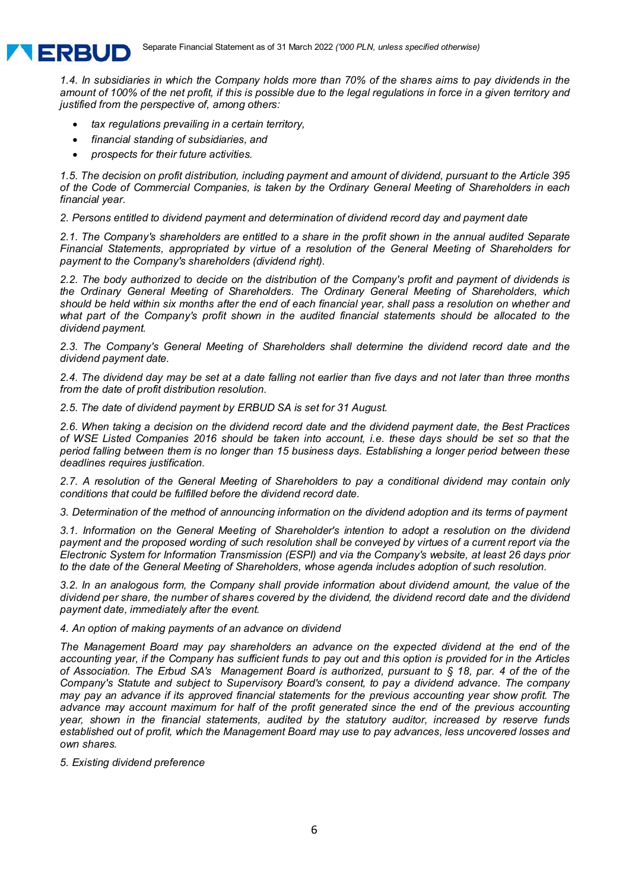*1.4. In subsidiaries in which the Company holds more than 70% of the shares aims to pay dividends in the amount of 100% of the net profit, if this is possible due to the legal regulations in force in a given territory and justified from the perspective of, among others:*

- *tax regulations prevailing in a certain territory,*
- *financial standing of subsidiaries, and*
- *prospects for their future activities.*

*1.5. The decision on profit distribution, including payment and amount of dividend, pursuant to the Article 395 of the Code of Commercial Companies, is taken by the Ordinary General Meeting of Shareholders in each financial year.*

*2. Persons entitled to dividend payment and determination of dividend record day and payment date*

*2.1. The Company's shareholders are entitled to a share in the profit shown in the annual audited Separate Financial Statements, appropriated by virtue of a resolution of the General Meeting of Shareholders for payment to the Company's shareholders (dividend right).*

*2.2. The body authorized to decide on the distribution of the Company's profit and payment of dividends is the Ordinary General Meeting of Shareholders. The Ordinary General Meeting of Shareholders, which should be held within six months after the end of each financial year, shall pass a resolution on whether and what part of the Company's profit shown in the audited financial statements should be allocated to the dividend payment.*

*2.3. The Company's General Meeting of Shareholders shall determine the dividend record date and the dividend payment date.*

*2.4. The dividend day may be set at a date falling not earlier than five days and not later than three months from the date of profit distribution resolution.*

*2.5. The date of dividend payment by ERBUD SA is set for 31 August.*

*2.6. When taking a decision on the dividend record date and the dividend payment date, the Best Practices of WSE Listed Companies 2016 should be taken into account, i.e. these days should be set so that the period falling between them is no longer than 15 business days. Establishing a longer period between these deadlines requires justification.*

*2.7. A resolution of the General Meeting of Shareholders to pay a conditional dividend may contain only conditions that could be fulfilled before the dividend record date.*

*3. Determination of the method of announcing information on the dividend adoption and its terms of payment*

*3.1. Information on the General Meeting of Shareholder's intention to adopt a resolution on the dividend payment and the proposed wording of such resolution shall be conveyed by virtues of a current report via the Electronic System for Information Transmission (ESPI) and via the Company's website, at least 26 days prior to the date of the General Meeting of Shareholders, whose agenda includes adoption of such resolution.*

*3.2. In an analogous form, the Company shall provide information about dividend amount, the value of the dividend per share, the number of shares covered by the dividend, the dividend record date and the dividend payment date, immediately after the event.*

*4. An option of making payments of an advance on dividend*

*The Management Board may pay shareholders an advance on the expected dividend at the end of the accounting year, if the Company has sufficient funds to pay out and this option is provided for in the Articles of Association. The Erbud SA's Management Board is authorized, pursuant to § 18, par. 4 of the of the Company's Statute and subject to Supervisory Board's consent, to pay a dividend advance. The company may pay an advance if its approved financial statements for the previous accounting year show profit. The advance may account maximum for half of the profit generated since the end of the previous accounting year, shown in the financial statements, audited by the statutory auditor, increased by reserve funds established out of profit, which the Management Board may use to pay advances, less uncovered losses and own shares.*

*5. Existing dividend preference*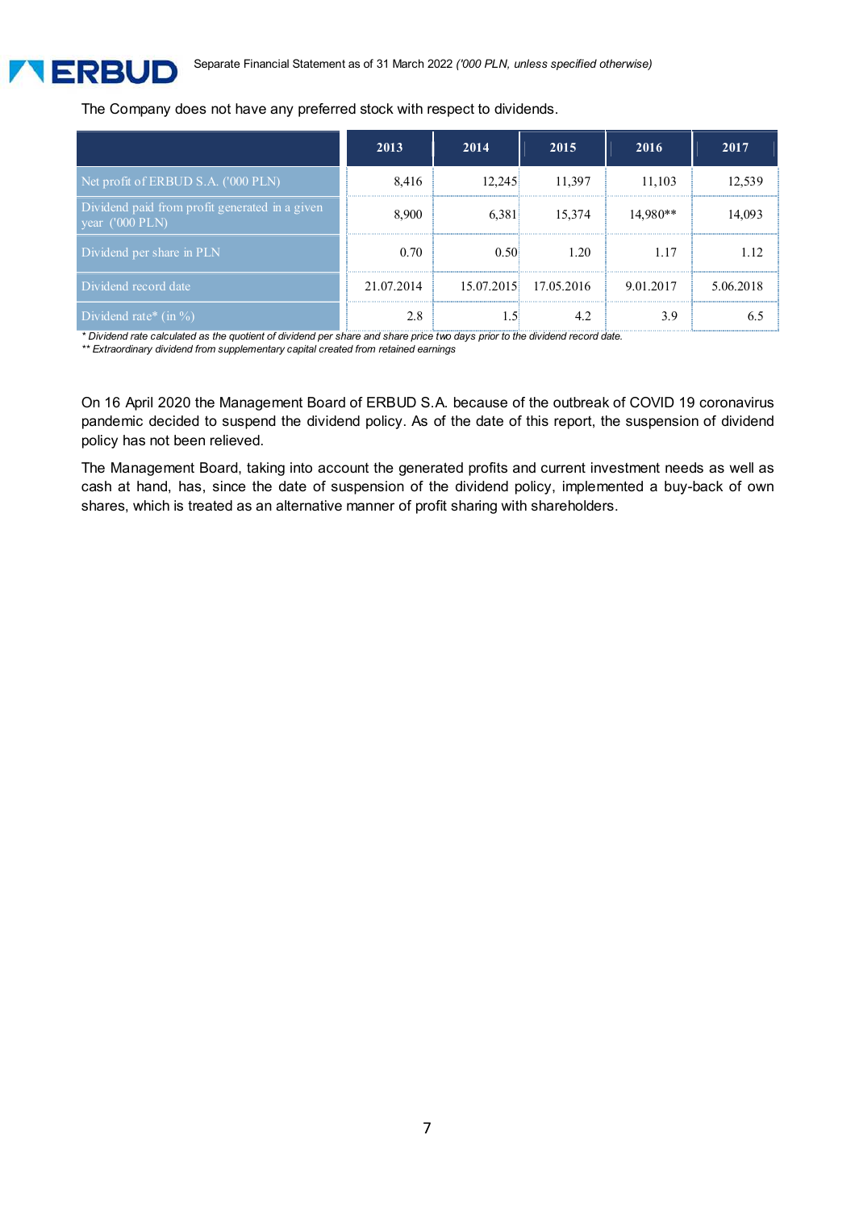The Company does not have any preferred stock with respect to dividends.

| | 2013 | 2014 | 2015 | 2016 | 2017 |
|---|---|---|---|---|---|
| Net profit of ERBUD S.A. ('000 PLN) | 8,416 | 12,245 | 11,397 | 11,103 | 12,539 |
| Dividend paid from profit generated in a given year ('000 PLN) | 8,900 | 6,381 | 15,374 | 14,980** | 14,093 |
| Dividend per share in PLN | 0.70 | 0.50 | 1.20 | 1.17 | 1.12 |
| Dividend record date | 21.07.2014 | 15.07.2015 | 17.05.2016 | 9.01.2017 | 5.06.2018 |
| Dividend rate* (in %) | 2.8 | 1.5 | 4.2 | 3.9 | 6.5 |

*\* Dividend rate calculated as the quotient of dividend per share and share price two days prior to the dividend record date.*
*\*\* Extraordinary dividend from supplementary capital created from retained earnings*

On 16 April 2020 the Management Board of ERBUD S.A. because of the outbreak of COVID 19 coronavirus pandemic decided to suspend the dividend policy. As of the date of this report, the suspension of dividend policy has not been relieved.

The Management Board, taking into account the generated profits and current investment needs as well as cash at hand, has, since the date of suspension of the dividend policy, implemented a buy-back of own shares, which is treated as an alternative manner of profit sharing with shareholders.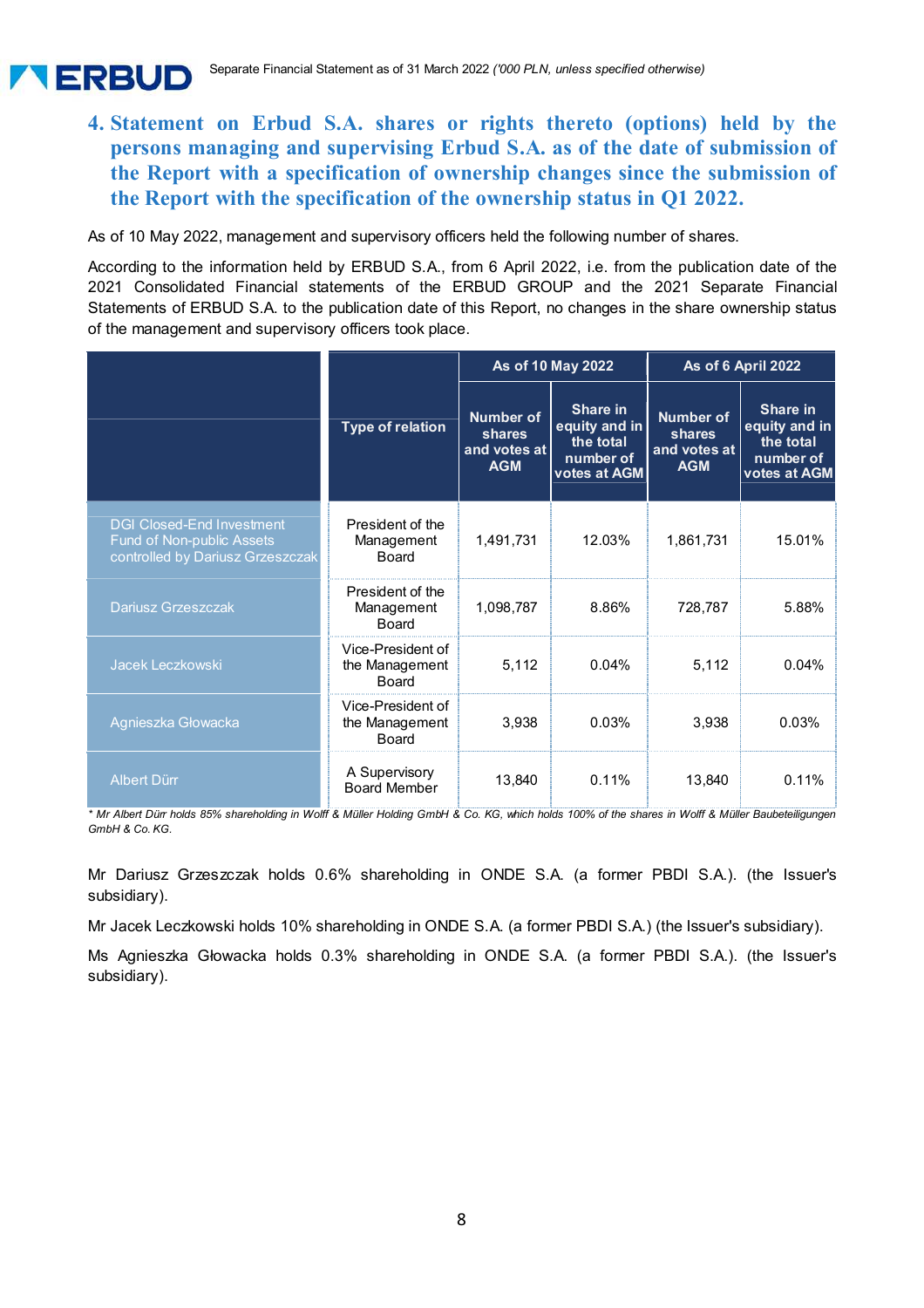## 4. Statement on Erbud S.A. shares or rights thereto (options) held by the persons managing and supervising Erbud S.A. as of the date of submission of the Report with a specification of ownership changes since the submission of the Report with the specification of the ownership status in Q1 2022.

As of 10 May 2022, management and supervisory officers held the following number of shares.

According to the information held by ERBUD S.A., from 6 April 2022, i.e. from the publication date of the 2021 Consolidated Financial statements of the ERBUD GROUP and the 2021 Separate Financial Statements of ERBUD S.A. to the publication date of this Report, no changes in the share ownership status of the management and supervisory officers took place.

| | Type of relation | As of 10 May 2022 | | As of 6 April 2022 | |
|---|---|---|---|---|---|
| | | Number of shares and votes at AGM | Share in equity and in the total number of votes at AGM | Number of shares and votes at AGM | Share in equity and in the total number of votes at AGM |
| DGI Closed-End Investment Fund of Non-public Assets controlled by Dariusz Grzeszczak | President of the Management Board | 1,491,731 | 12.03% | 1,861,731 | 15.01% |
| Dariusz Grzeszczak | President of the Management Board | 1,098,787 | 8.86% | 728,787 | 5.88% |
| Jacek Leczkowski | Vice-President of the Management Board | 5,112 | 0.04% | 5,112 | 0.04% |
| Agnieszka Głowacka | Vice-President of the Management Board | 3,938 | 0.03% | 3,938 | 0.03% |
| Albert Dürr | A Supervisory Board Member | 13,840 | 0.11% | 13,840 | 0.11% |

*\* Mr Albert Dürr holds 85% shareholding in Wolff & Müller Holding GmbH & Co. KG, which holds 100% of the shares in Wolff & Müller Baubeteiligungen GmbH & Co. KG.*

Mr Dariusz Grzeszczak holds 0.6% shareholding in ONDE S.A. (a former PBDI S.A.). (the Issuer's subsidiary).

Mr Jacek Leczkowski holds 10% shareholding in ONDE S.A. (a former PBDI S.A.) (the Issuer's subsidiary).

Ms Agnieszka Głowacka holds 0.3% shareholding in ONDE S.A. (a former PBDI S.A.). (the Issuer's subsidiary).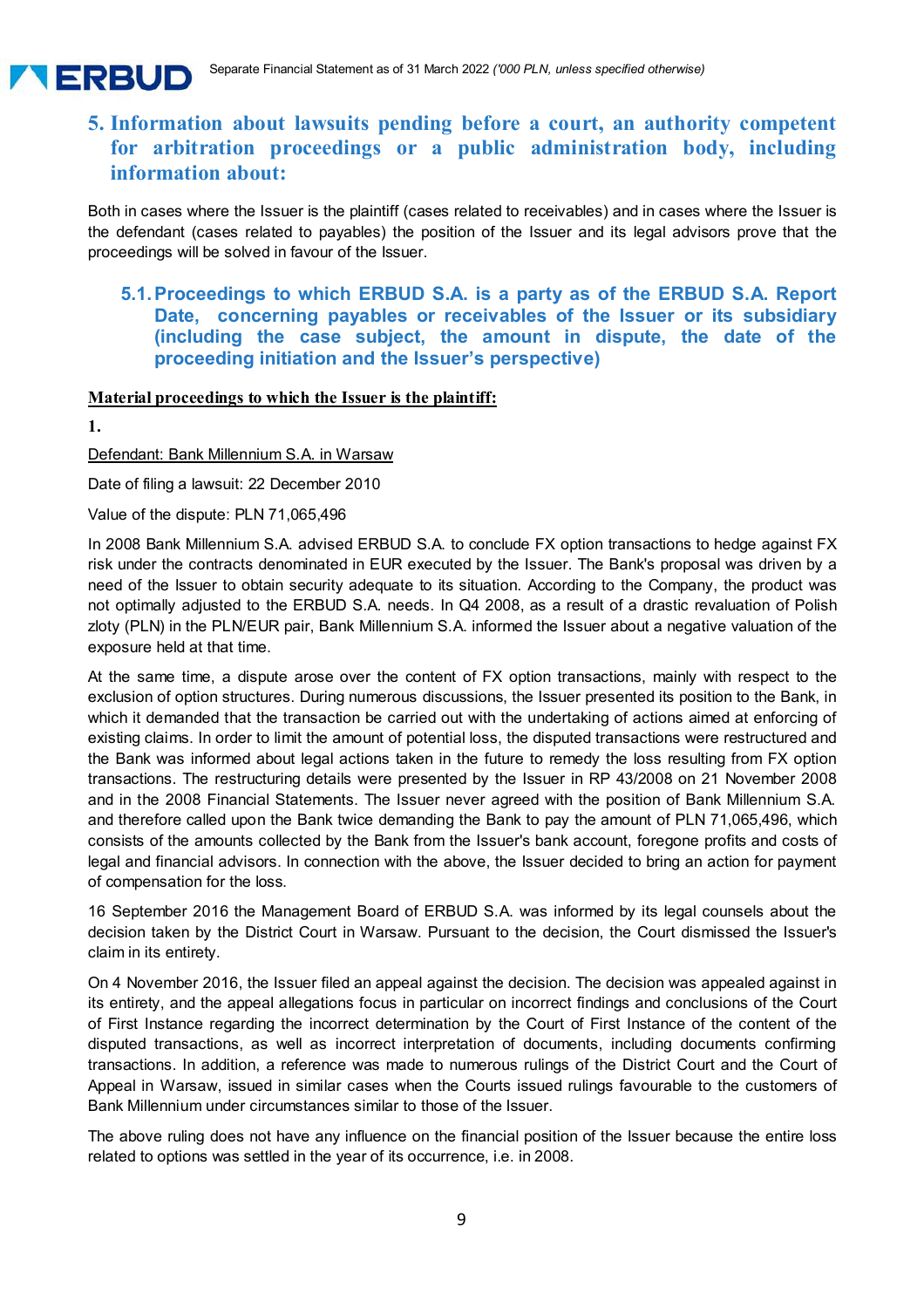## 5. Information about lawsuits pending before a court, an authority competent for arbitration proceedings or a public administration body, including information about:

Both in cases where the Issuer is the plaintiff (cases related to receivables) and in cases where the Issuer is the defendant (cases related to payables) the position of the Issuer and its legal advisors prove that the proceedings will be solved in favour of the Issuer.

### 5.1. Proceedings to which ERBUD S.A. is a party as of the ERBUD S.A. Report Date, concerning payables or receivables of the Issuer or its subsidiary (including the case subject, the amount in dispute, the date of the proceeding initiation and the Issuer's perspective)

**Material proceedings to which the Issuer is the plaintiff:**

**1.**

Defendant: Bank Millennium S.A. in Warsaw

Date of filing a lawsuit: 22 December 2010

Value of the dispute: PLN 71,065,496

In 2008 Bank Millennium S.A. advised ERBUD S.A. to conclude FX option transactions to hedge against FX risk under the contracts denominated in EUR executed by the Issuer. The Bank's proposal was driven by a need of the Issuer to obtain security adequate to its situation. According to the Company, the product was not optimally adjusted to the ERBUD S.A. needs. In Q4 2008, as a result of a drastic revaluation of Polish zloty (PLN) in the PLN/EUR pair, Bank Millennium S.A. informed the Issuer about a negative valuation of the exposure held at that time.

At the same time, a dispute arose over the content of FX option transactions, mainly with respect to the exclusion of option structures. During numerous discussions, the Issuer presented its position to the Bank, in which it demanded that the transaction be carried out with the undertaking of actions aimed at enforcing of existing claims. In order to limit the amount of potential loss, the disputed transactions were restructured and the Bank was informed about legal actions taken in the future to remedy the loss resulting from FX option transactions. The restructuring details were presented by the Issuer in RP 43/2008 on 21 November 2008 and in the 2008 Financial Statements. The Issuer never agreed with the position of Bank Millennium S.A. and therefore called upon the Bank twice demanding the Bank to pay the amount of PLN 71,065,496, which consists of the amounts collected by the Bank from the Issuer's bank account, foregone profits and costs of legal and financial advisors. In connection with the above, the Issuer decided to bring an action for payment of compensation for the loss.

16 September 2016 the Management Board of ERBUD S.A. was informed by its legal counsels about the decision taken by the District Court in Warsaw. Pursuant to the decision, the Court dismissed the Issuer's claim in its entirety.

On 4 November 2016, the Issuer filed an appeal against the decision. The decision was appealed against in its entirety, and the appeal allegations focus in particular on incorrect findings and conclusions of the Court of First Instance regarding the incorrect determination by the Court of First Instance of the content of the disputed transactions, as well as incorrect interpretation of documents, including documents confirming transactions. In addition, a reference was made to numerous rulings of the District Court and the Court of Appeal in Warsaw, issued in similar cases when the Courts issued rulings favourable to the customers of Bank Millennium under circumstances similar to those of the Issuer.

The above ruling does not have any influence on the financial position of the Issuer because the entire loss related to options was settled in the year of its occurrence, i.e. in 2008.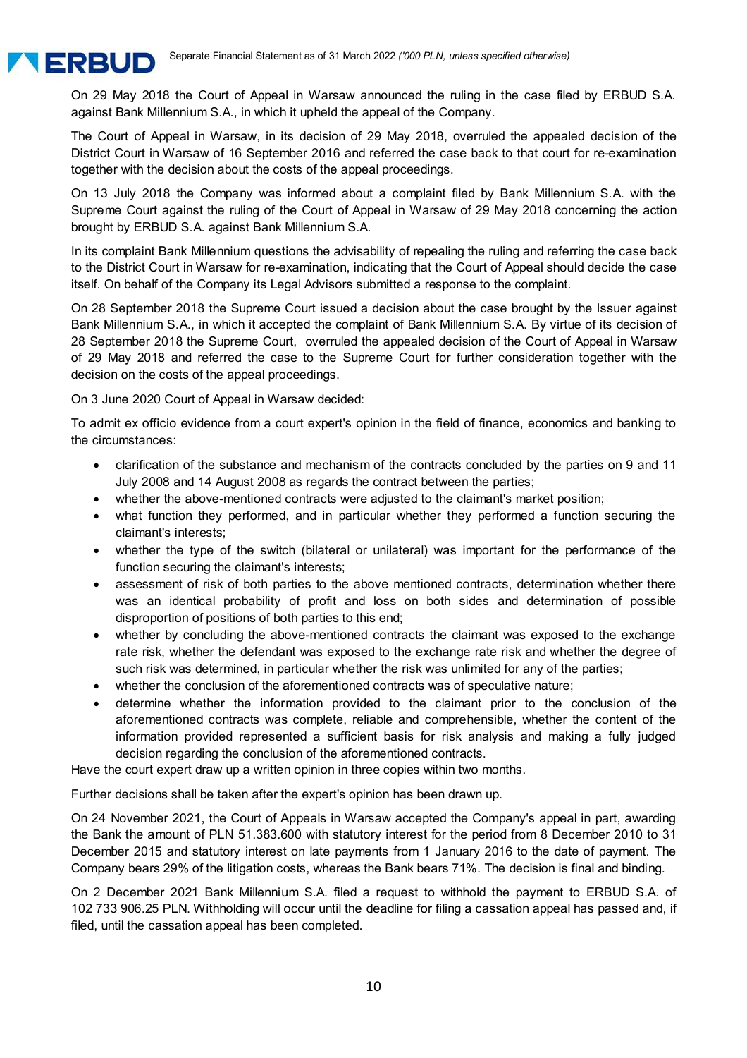On 29 May 2018 the Court of Appeal in Warsaw announced the ruling in the case filed by ERBUD S.A. against Bank Millennium S.A., in which it upheld the appeal of the Company.

The Court of Appeal in Warsaw, in its decision of 29 May 2018, overruled the appealed decision of the District Court in Warsaw of 16 September 2016 and referred the case back to that court for re-examination together with the decision about the costs of the appeal proceedings.

On 13 July 2018 the Company was informed about a complaint filed by Bank Millennium S.A. with the Supreme Court against the ruling of the Court of Appeal in Warsaw of 29 May 2018 concerning the action brought by ERBUD S.A. against Bank Millennium S.A.

In its complaint Bank Millennium questions the advisability of repealing the ruling and referring the case back to the District Court in Warsaw for re-examination, indicating that the Court of Appeal should decide the case itself. On behalf of the Company its Legal Advisors submitted a response to the complaint.

On 28 September 2018 the Supreme Court issued a decision about the case brought by the Issuer against Bank Millennium S.A., in which it accepted the complaint of Bank Millennium S.A. By virtue of its decision of 28 September 2018 the Supreme Court, overruled the appealed decision of the Court of Appeal in Warsaw of 29 May 2018 and referred the case to the Supreme Court for further consideration together with the decision on the costs of the appeal proceedings.

On 3 June 2020 Court of Appeal in Warsaw decided:

To admit ex officio evidence from a court expert's opinion in the field of finance, economics and banking to the circumstances:

- clarification of the substance and mechanism of the contracts concluded by the parties on 9 and 11 July 2008 and 14 August 2008 as regards the contract between the parties;
- whether the above-mentioned contracts were adjusted to the claimant's market position;
- what function they performed, and in particular whether they performed a function securing the claimant's interests;
- whether the type of the switch (bilateral or unilateral) was important for the performance of the function securing the claimant's interests;
- assessment of risk of both parties to the above mentioned contracts, determination whether there was an identical probability of profit and loss on both sides and determination of possible disproportion of positions of both parties to this end;
- whether by concluding the above-mentioned contracts the claimant was exposed to the exchange rate risk, whether the defendant was exposed to the exchange rate risk and whether the degree of such risk was determined, in particular whether the risk was unlimited for any of the parties;
- whether the conclusion of the aforementioned contracts was of speculative nature;
- determine whether the information provided to the claimant prior to the conclusion of the aforementioned contracts was complete, reliable and comprehensible, whether the content of the information provided represented a sufficient basis for risk analysis and making a fully judged decision regarding the conclusion of the aforementioned contracts.

Have the court expert draw up a written opinion in three copies within two months.

Further decisions shall be taken after the expert's opinion has been drawn up.

On 24 November 2021, the Court of Appeals in Warsaw accepted the Company's appeal in part, awarding the Bank the amount of PLN 51.383.600 with statutory interest for the period from 8 December 2010 to 31 December 2015 and statutory interest on late payments from 1 January 2016 to the date of payment. The Company bears 29% of the litigation costs, whereas the Bank bears 71%. The decision is final and binding.

On 2 December 2021 Bank Millennium S.A. filed a request to withhold the payment to ERBUD S.A. of 102 733 906.25 PLN. Withholding will occur until the deadline for filing a cassation appeal has passed and, if filed, until the cassation appeal has been completed.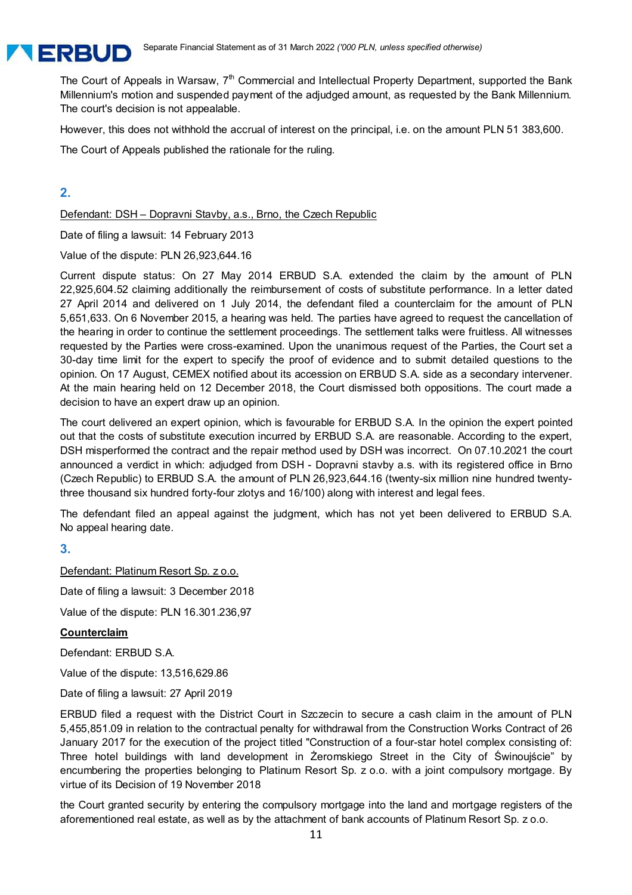The Court of Appeals in Warsaw, 7th Commercial and Intellectual Property Department, supported the Bank Millennium's motion and suspended payment of the adjudged amount, as requested by the Bank Millennium. The court's decision is not appealable.

However, this does not withhold the accrual of interest on the principal, i.e. on the amount PLN 51 383,600.

The Court of Appeals published the rationale for the ruling.

## 2.

Defendant: DSH – Dopravni Stavby, a.s., Brno, the Czech Republic

Date of filing a lawsuit: 14 February 2013

Value of the dispute: PLN 26,923,644.16

Current dispute status: On 27 May 2014 ERBUD S.A. extended the claim by the amount of PLN 22,925,604.52 claiming additionally the reimbursement of costs of substitute performance. In a letter dated 27 April 2014 and delivered on 1 July 2014, the defendant filed a counterclaim for the amount of PLN 5,651,633. On 6 November 2015, a hearing was held. The parties have agreed to request the cancellation of the hearing in order to continue the settlement proceedings. The settlement talks were fruitless. All witnesses requested by the Parties were cross-examined. Upon the unanimous request of the Parties, the Court set a 30-day time limit for the expert to specify the proof of evidence and to submit detailed questions to the opinion. On 17 August, CEMEX notified about its accession on ERBUD S.A. side as a secondary intervener. At the main hearing held on 12 December 2018, the Court dismissed both oppositions. The court made a decision to have an expert draw up an opinion.

The court delivered an expert opinion, which is favourable for ERBUD S.A. In the opinion the expert pointed out that the costs of substitute execution incurred by ERBUD S.A. are reasonable. According to the expert, DSH misperformed the contract and the repair method used by DSH was incorrect. On 07.10.2021 the court announced a verdict in which: adjudged from DSH - Dopravni stavby a.s. with its registered office in Brno (Czech Republic) to ERBUD S.A. the amount of PLN 26,923,644.16 (twenty-six million nine hundred twenty-three thousand six hundred forty-four zlotys and 16/100) along with interest and legal fees.

The defendant filed an appeal against the judgment, which has not yet been delivered to ERBUD S.A. No appeal hearing date.

## 3.

Defendant: Platinum Resort Sp. z o.o.

Date of filing a lawsuit: 3 December 2018

Value of the dispute: PLN 16.301.236,97

**Counterclaim**

Defendant: ERBUD S.A.

Value of the dispute: 13,516,629.86

Date of filing a lawsuit: 27 April 2019

ERBUD filed a request with the District Court in Szczecin to secure a cash claim in the amount of PLN 5,455,851.09 in relation to the contractual penalty for withdrawal from the Construction Works Contract of 26 January 2017 for the execution of the project titled "Construction of a four-star hotel complex consisting of: Three hotel buildings with land development in Żeromskiego Street in the City of Świnoujście" by encumbering the properties belonging to Platinum Resort Sp. z o.o. with a joint compulsory mortgage. By virtue of its Decision of 19 November 2018

the Court granted security by entering the compulsory mortgage into the land and mortgage registers of the aforementioned real estate, as well as by the attachment of bank accounts of Platinum Resort Sp. z o.o.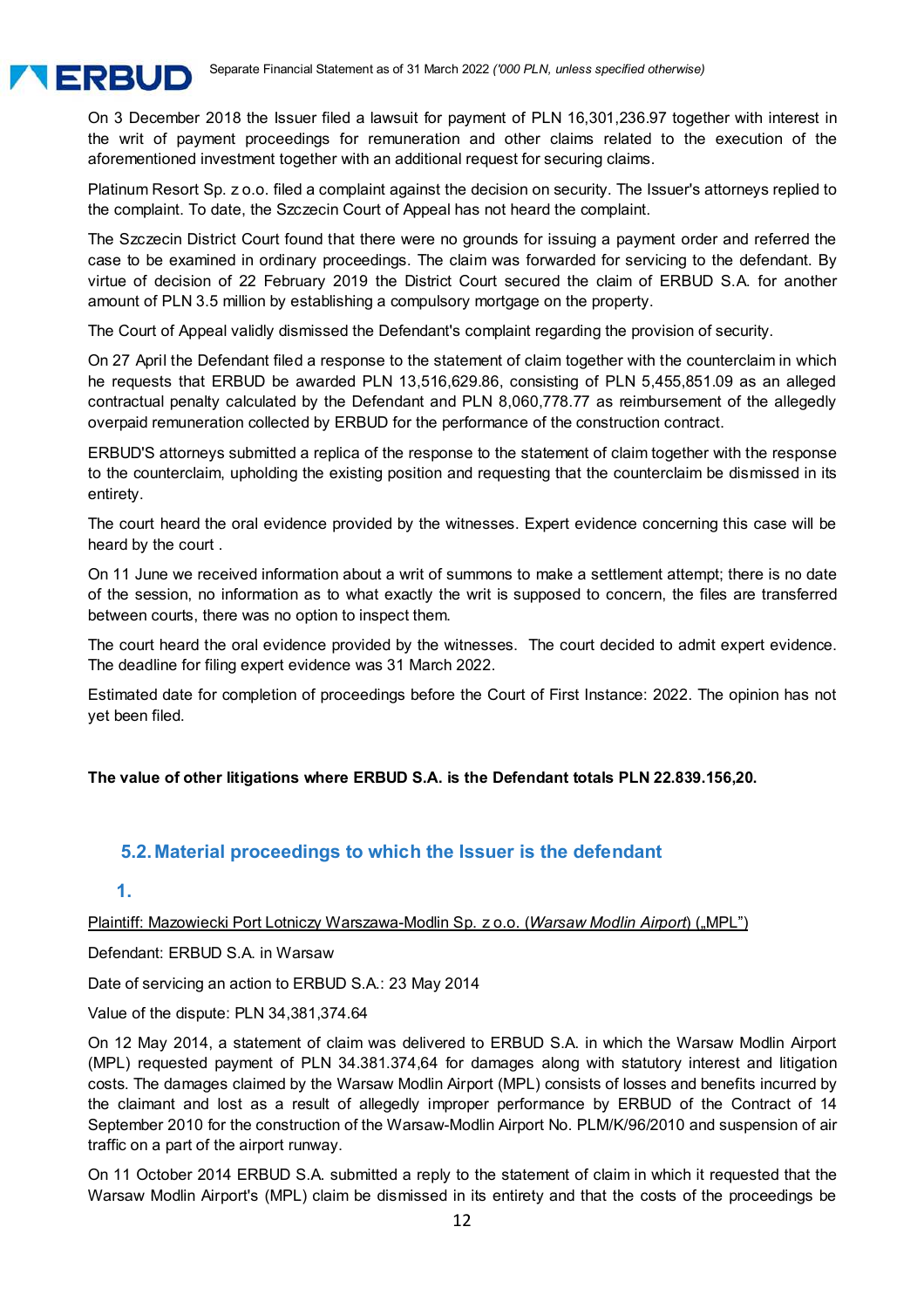On 3 December 2018 the Issuer filed a lawsuit for payment of PLN 16,301,236.97 together with interest in the writ of payment proceedings for remuneration and other claims related to the execution of the aforementioned investment together with an additional request for securing claims.

Platinum Resort Sp. z o.o. filed a complaint against the decision on security. The Issuer's attorneys replied to the complaint. To date, the Szczecin Court of Appeal has not heard the complaint.

The Szczecin District Court found that there were no grounds for issuing a payment order and referred the case to be examined in ordinary proceedings. The claim was forwarded for servicing to the defendant. By virtue of decision of 22 February 2019 the District Court secured the claim of ERBUD S.A. for another amount of PLN 3.5 million by establishing a compulsory mortgage on the property.

The Court of Appeal validly dismissed the Defendant's complaint regarding the provision of security.

On 27 April the Defendant filed a response to the statement of claim together with the counterclaim in which he requests that ERBUD be awarded PLN 13,516,629.86, consisting of PLN 5,455,851.09 as an alleged contractual penalty calculated by the Defendant and PLN 8,060,778.77 as reimbursement of the allegedly overpaid remuneration collected by ERBUD for the performance of the construction contract.

ERBUD'S attorneys submitted a replica of the response to the statement of claim together with the response to the counterclaim, upholding the existing position and requesting that the counterclaim be dismissed in its entirety.

The court heard the oral evidence provided by the witnesses. Expert evidence concerning this case will be heard by the court .

On 11 June we received information about a writ of summons to make a settlement attempt; there is no date of the session, no information as to what exactly the writ is supposed to concern, the files are transferred between courts, there was no option to inspect them.

The court heard the oral evidence provided by the witnesses. The court decided to admit expert evidence. The deadline for filing expert evidence was 31 March 2022.

Estimated date for completion of proceedings before the Court of First Instance: 2022. The opinion has not yet been filed.

**The value of other litigations where ERBUD S.A. is the Defendant totals PLN 22.839.156,20.**

## 5.2. Material proceedings to which the Issuer is the defendant

### 1.

Plaintiff: Mazowiecki Port Lotniczy Warszawa-Modlin Sp. z o.o. (*Warsaw Modlin Airport*) („MPL")

Defendant: ERBUD S.A. in Warsaw

Date of servicing an action to ERBUD S.A.: 23 May 2014

Value of the dispute: PLN 34,381,374.64

On 12 May 2014, a statement of claim was delivered to ERBUD S.A. in which the Warsaw Modlin Airport (MPL) requested payment of PLN 34.381.374,64 for damages along with statutory interest and litigation costs. The damages claimed by the Warsaw Modlin Airport (MPL) consists of losses and benefits incurred by the claimant and lost as a result of allegedly improper performance by ERBUD of the Contract of 14 September 2010 for the construction of the Warsaw-Modlin Airport No. PLM/K/96/2010 and suspension of air traffic on a part of the airport runway.

On 11 October 2014 ERBUD S.A. submitted a reply to the statement of claim in which it requested that the Warsaw Modlin Airport's (MPL) claim be dismissed in its entirety and that the costs of the proceedings be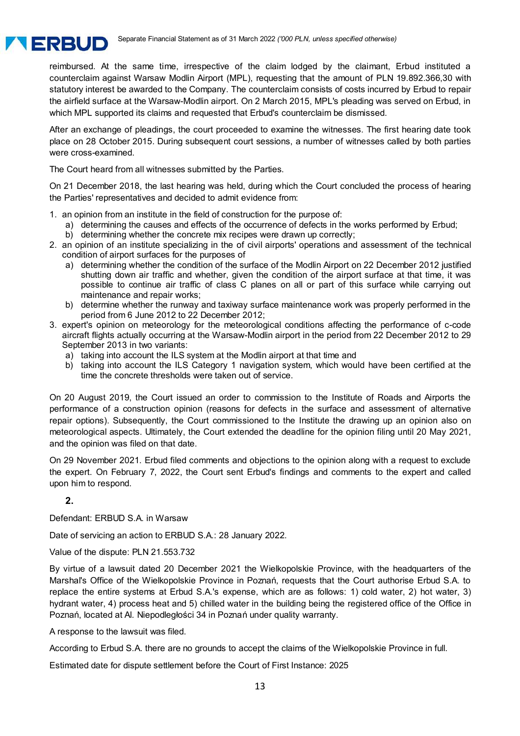reimbursed. At the same time, irrespective of the claim lodged by the claimant, Erbud instituted a counterclaim against Warsaw Modlin Airport (MPL), requesting that the amount of PLN 19.892.366,30 with statutory interest be awarded to the Company. The counterclaim consists of costs incurred by Erbud to repair the airfield surface at the Warsaw-Modlin airport. On 2 March 2015, MPL's pleading was served on Erbud, in which MPL supported its claims and requested that Erbud's counterclaim be dismissed.

After an exchange of pleadings, the court proceeded to examine the witnesses. The first hearing date took place on 28 October 2015. During subsequent court sessions, a number of witnesses called by both parties were cross-examined.

The Court heard from all witnesses submitted by the Parties.

On 21 December 2018, the last hearing was held, during which the Court concluded the process of hearing the Parties' representatives and decided to admit evidence from:

1. an opinion from an institute in the field of construction for the purpose of:
   a) determining the causes and effects of the occurrence of defects in the works performed by Erbud;
   b) determining whether the concrete mix recipes were drawn up correctly;
2. an opinion of an institute specializing in the of civil airports' operations and assessment of the technical condition of airport surfaces for the purposes of
   a) determining whether the condition of the surface of the Modlin Airport on 22 December 2012 justified shutting down air traffic and whether, given the condition of the airport surface at that time, it was possible to continue air traffic of class C planes on all or part of this surface while carrying out maintenance and repair works;
   b) determine whether the runway and taxiway surface maintenance work was properly performed in the period from 6 June 2012 to 22 December 2012;
3. expert's opinion on meteorology for the meteorological conditions affecting the performance of c-code aircraft flights actually occurring at the Warsaw-Modlin airport in the period from 22 December 2012 to 29 September 2013 in two variants:
   a) taking into account the ILS system at the Modlin airport at that time and
   b) taking into account the ILS Category 1 navigation system, which would have been certified at the time the concrete thresholds were taken out of service.

On 20 August 2019, the Court issued an order to commission to the Institute of Roads and Airports the performance of a construction opinion (reasons for defects in the surface and assessment of alternative repair options). Subsequently, the Court commissioned to the Institute the drawing up an opinion also on meteorological aspects. Ultimately, the Court extended the deadline for the opinion filing until 20 May 2021, and the opinion was filed on that date.

On 29 November 2021. Erbud filed comments and objections to the opinion along with a request to exclude the expert. On February 7, 2022, the Court sent Erbud's findings and comments to the expert and called upon him to respond.

**2.**

Defendant: ERBUD S.A. in Warsaw

Date of servicing an action to ERBUD S.A.: 28 January 2022.

Value of the dispute: PLN 21.553.732

By virtue of a lawsuit dated 20 December 2021 the Wielkopolskie Province, with the headquarters of the Marshal's Office of the Wielkopolskie Province in Poznań, requests that the Court authorise Erbud S.A. to replace the entire systems at Erbud S.A.'s expense, which are as follows: 1) cold water, 2) hot water, 3) hydrant water, 4) process heat and 5) chilled water in the building being the registered office of the Office in Poznań, located at Al. Niepodległości 34 in Poznań under quality warranty.

A response to the lawsuit was filed.

According to Erbud S.A. there are no grounds to accept the claims of the Wielkopolskie Province in full.

Estimated date for dispute settlement before the Court of First Instance: 2025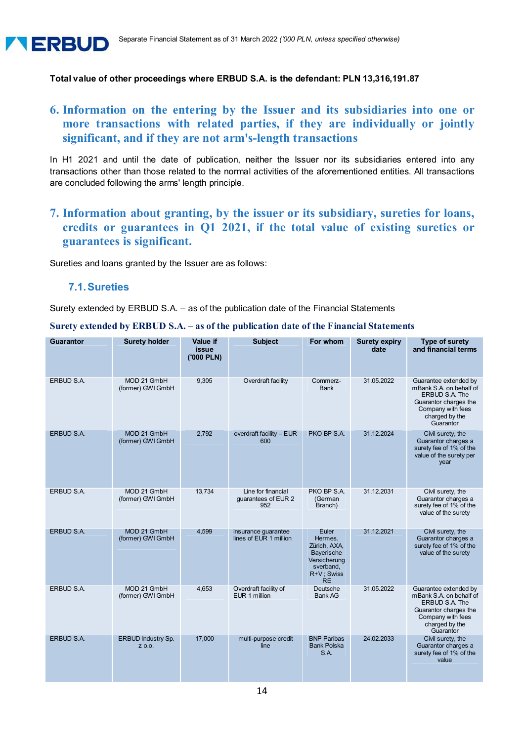**Total value of other proceedings where ERBUD S.A. is the defendant: PLN 13,316,191.87**

## 6. Information on the entering by the Issuer and its subsidiaries into one or more transactions with related parties, if they are individually or jointly significant, and if they are not arm's-length transactions

In H1 2021 and until the date of publication, neither the Issuer nor its subsidiaries entered into any transactions other than those related to the normal activities of the aforementioned entities. All transactions are concluded following the arms' length principle.

## 7. Information about granting, by the issuer or its subsidiary, sureties for loans, credits or guarantees in Q1 2021, if the total value of existing sureties or guarantees is significant.

Sureties and loans granted by the Issuer are as follows:

### 7.1. Sureties

Surety extended by ERBUD S.A. – as of the publication date of the Financial Statements

**Surety extended by ERBUD S.A. – as of the publication date of the Financial Statements**

| Guarantor | Surety holder | Value if issue ('000 PLN) | Subject | For whom | Surety expiry date | Type of surety and financial terms |
|---|---|---|---|---|---|---|
| ERBUD S.A. | MOD 21 GmbH (former) GWI GmbH | 9,305 | Overdraft facility | Commerz-Bank | 31.05.2022 | Guarantee extended by mBank S.A. on behalf of ERBUD S.A. The Guarantor charges the Company with fees charged by the Guarantor |
| ERBUD S.A. | MOD 21 GmbH (former) GWI GmbH | 2,792 | overdraft facility – EUR 600 | PKO BP S.A. | 31.12.2024 | Civil surety, the Guarantor charges a surety fee of 1% of the value of the surety per year |
| ERBUD S.A. | MOD 21 GmbH (former) GWI GmbH | 13,734 | Line for financial guarantees of EUR 2 952 | PKO BP S.A. (German Branch) | 31.12.2031 | Civil surety, the Guarantor charges a surety fee of 1% of the value of the surety |
| ERBUD S.A. | MOD 21 GmbH (former) GWI GmbH | 4,599 | insurance guarantee lines of EUR 1 million | Euler Hermes, Zürich, AXA, Bayerische Versicherungsverband, R+V ; Swiss RE | 31.12.2021 | Civil surety, the Guarantor charges a surety fee of 1% of the value of the surety |
| ERBUD S.A. | MOD 21 GmbH (former) GWI GmbH | 4,653 | Overdraft facility of EUR 1 million | Deutsche Bank AG | 31.05.2022 | Guarantee extended by mBank S.A. on behalf of ERBUD S.A. The Guarantor charges the Company with fees charged by the Guarantor |
| ERBUD S.A. | ERBUD Industry Sp. z o.o. | 17,000 | multi-purpose credit line | BNP Paribas Bank Polska S.A. | 24.02.2033 | Civil surety, the Guarantor charges a surety fee of 1% of the value |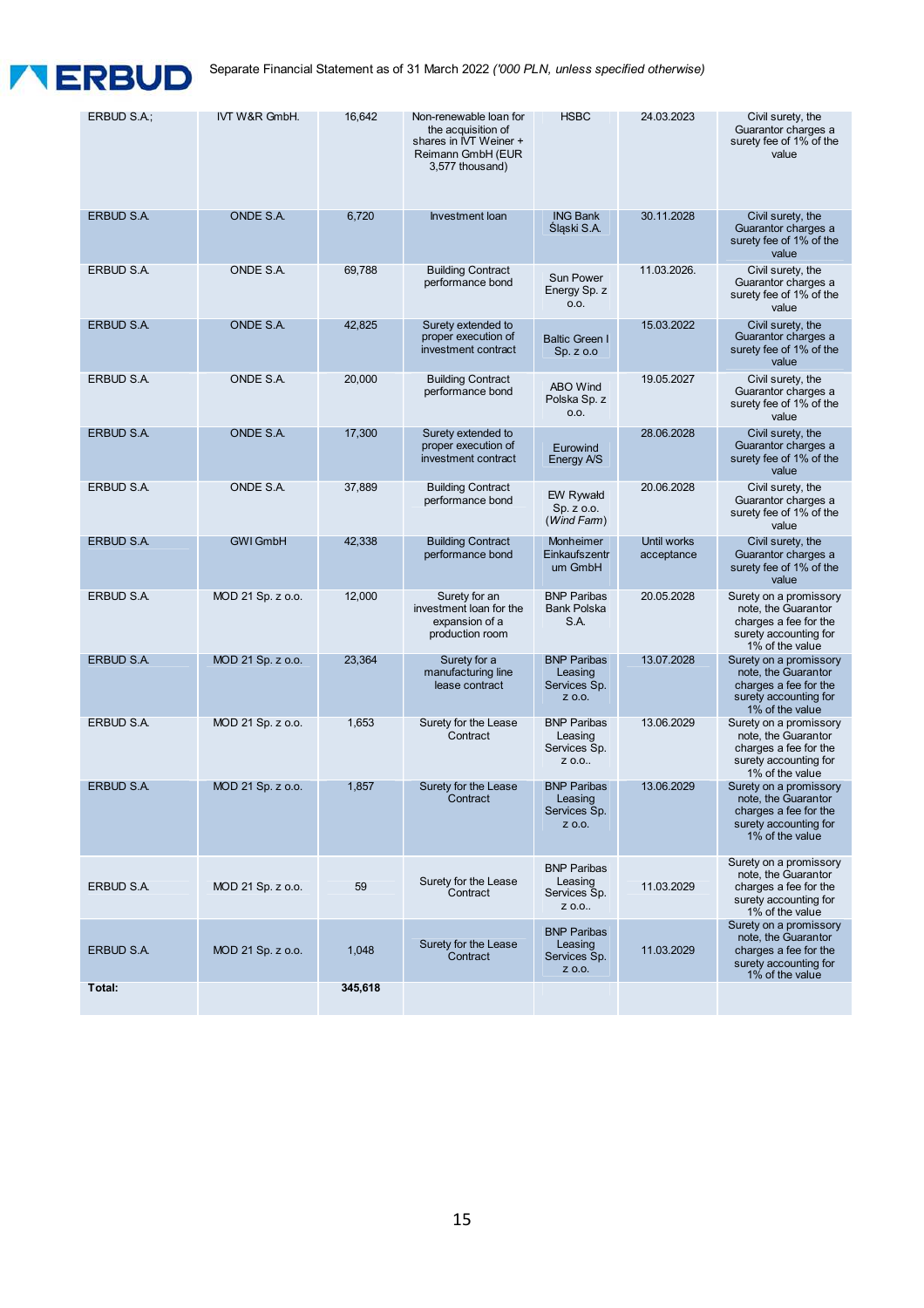| ERBUD S.A.; | IVT W&R GmbH. | 16,642 | Non-renewable loan for the acquisition of shares in IVT Weiner + Reimann GmbH (EUR 3,577 thousand) | HSBC | 24.03.2023 | Civil surety, the Guarantor charges a surety fee of 1% of the value |
|---|---|---|---|---|---|---|
| ERBUD S.A. | ONDE S.A. | 6,720 | Investment loan | ING Bank Śląski S.A. | 30.11.2028 | Civil surety, the Guarantor charges a surety fee of 1% of the value |
| ERBUD S.A. | ONDE S.A. | 69,788 | Building Contract performance bond | Sun Power Energy Sp. z o.o. | 11.03.2026. | Civil surety, the Guarantor charges a surety fee of 1% of the value |
| ERBUD S.A. | ONDE S.A. | 42,825 | Surety extended to proper execution of investment contract | Baltic Green I Sp. z o.o | 15.03.2022 | Civil surety, the Guarantor charges a surety fee of 1% of the value |
| ERBUD S.A. | ONDE S.A. | 20,000 | Building Contract performance bond | ABO Wind Polska Sp. z o.o. | 19.05.2027 | Civil surety, the Guarantor charges a surety fee of 1% of the value |
| ERBUD S.A. | ONDE S.A. | 17,300 | Surety extended to proper execution of investment contract | Eurowind Energy A/S | 28.06.2028 | Civil surety, the Guarantor charges a surety fee of 1% of the value |
| ERBUD S.A. | ONDE S.A. | 37,889 | Building Contract performance bond | EW Rywald Sp. z o.o. (*Wind Farm*) | 20.06.2028 | Civil surety, the Guarantor charges a surety fee of 1% of the value |
| ERBUD S.A. | GWI GmbH | 42,338 | Building Contract performance bond | Monheimer Einkaufszentr um GmbH | Until works acceptance | Civil surety, the Guarantor charges a surety fee of 1% of the value |
| ERBUD S.A. | MOD 21 Sp. z o.o. | 12,000 | Surety for an investment loan for the expansion of a production room | BNP Paribas Bank Polska S.A. | 20.05.2028 | Surety on a promissory note, the Guarantor charges a fee for the surety accounting for 1% of the value |
| ERBUD S.A. | MOD 21 Sp. z o.o. | 23,364 | Surety for a manufacturing line lease contract | BNP Paribas Leasing Services Sp. z o.o. | 13.07.2028 | Surety on a promissory note, the Guarantor charges a fee for the surety accounting for 1% of the value |
| ERBUD S.A. | MOD 21 Sp. z o.o. | 1,653 | Surety for the Lease Contract | BNP Paribas Leasing Services Sp. z o.o.. | 13.06.2029 | Surety on a promissory note, the Guarantor charges a fee for the surety accounting for 1% of the value |
| ERBUD S.A. | MOD 21 Sp. z o.o. | 1,857 | Surety for the Lease Contract | BNP Paribas Leasing Services Sp. z o.o. | 13.06.2029 | Surety on a promissory note, the Guarantor charges a fee for the surety accounting for 1% of the value |
| ERBUD S.A. | MOD 21 Sp. z o.o. | 59 | Surety for the Lease Contract | BNP Paribas Leasing Services Sp. z o.o.. | 11.03.2029 | Surety on a promissory note, the Guarantor charges a fee for the surety accounting for 1% of the value |
| ERBUD S.A. | MOD 21 Sp. z o.o. | 1,048 | Surety for the Lease Contract | BNP Paribas Leasing Services Sp. z o.o. | 11.03.2029 | Surety on a promissory note, the Guarantor charges a fee for the surety accounting for 1% of the value |
| **Total:** | | **345,618** | | | | |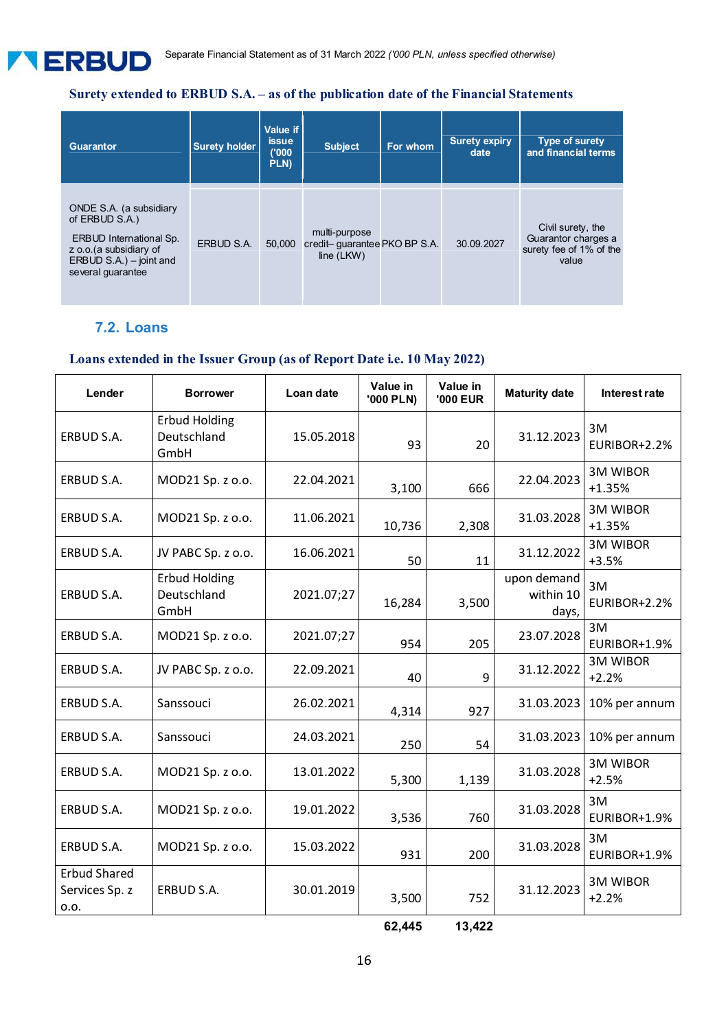**Surety extended to ERBUD S.A. – as of the publication date of the Financial Statements**

| Guarantor | Surety holder | Value if issue ('000 PLN) | Subject | For whom | Surety expiry date | Type of surety and financial terms |
|---|---|---|---|---|---|---|
| ONDE S.A. (a subsidiary of ERBUD S.A.) ERBUD International Sp. z o.o.(a subsidiary of ERBUD S.A.) – joint and several guarantee | ERBUD S.A. | 50,000 | multi-purpose credit– guarantee line (LKW) | PKO BP S.A. | 30.09.2027 | Civil surety, the Guarantor charges a surety fee of 1% of the value |

## 7.2. Loans

**Loans extended in the Issuer Group (as of Report Date i.e. 10 May 2022)**

| Lender | Borrower | Loan date | Value in '000 PLN) | Value in '000 EUR | Maturity date | Interest rate |
|---|---|---|---|---|---|---|
| ERBUD S.A. | Erbud Holding Deutschland GmbH | 15.05.2018 | 93 | 20 | 31.12.2023 | 3M EURIBOR+2.2% |
| ERBUD S.A. | MOD21 Sp. z o.o. | 22.04.2021 | 3,100 | 666 | 22.04.2023 | 3M WIBOR +1.35% |
| ERBUD S.A. | MOD21 Sp. z o.o. | 11.06.2021 | 10,736 | 2,308 | 31.03.2028 | 3M WIBOR +1.35% |
| ERBUD S.A. | JV PABC Sp. z o.o. | 16.06.2021 | 50 | 11 | 31.12.2022 | 3M WIBOR +3.5% |
| ERBUD S.A. | Erbud Holding Deutschland GmbH | 2021.07;27 | 16,284 | 3,500 | upon demand within 10 days, | 3M EURIBOR+2.2% |
| ERBUD S.A. | MOD21 Sp. z o.o. | 2021.07;27 | 954 | 205 | 23.07.2028 | 3M EURIBOR+1.9% |
| ERBUD S.A. | JV PABC Sp. z o.o. | 22.09.2021 | 40 | 9 | 31.12.2022 | 3M WIBOR +2.2% |
| ERBUD S.A. | Sanssouci | 26.02.2021 | 4,314 | 927 | 31.03.2023 | 10% per annum |
| ERBUD S.A. | Sanssouci | 24.03.2021 | 250 | 54 | 31.03.2023 | 10% per annum |
| ERBUD S.A. | MOD21 Sp. z o.o. | 13.01.2022 | 5,300 | 1,139 | 31.03.2028 | 3M WIBOR +2.5% |
| ERBUD S.A. | MOD21 Sp. z o.o. | 19.01.2022 | 3,536 | 760 | 31.03.2028 | 3M EURIBOR+1.9% |
| ERBUD S.A. | MOD21 Sp. z o.o. | 15.03.2022 | 931 | 200 | 31.03.2028 | 3M EURIBOR+1.9% |
| Erbud Shared Services Sp. z o.o. | ERBUD S.A. | 30.01.2019 | 3,500 | 752 | 31.12.2023 | 3M WIBOR +2.2% |
| | | | **62,445** | **13,422** | | |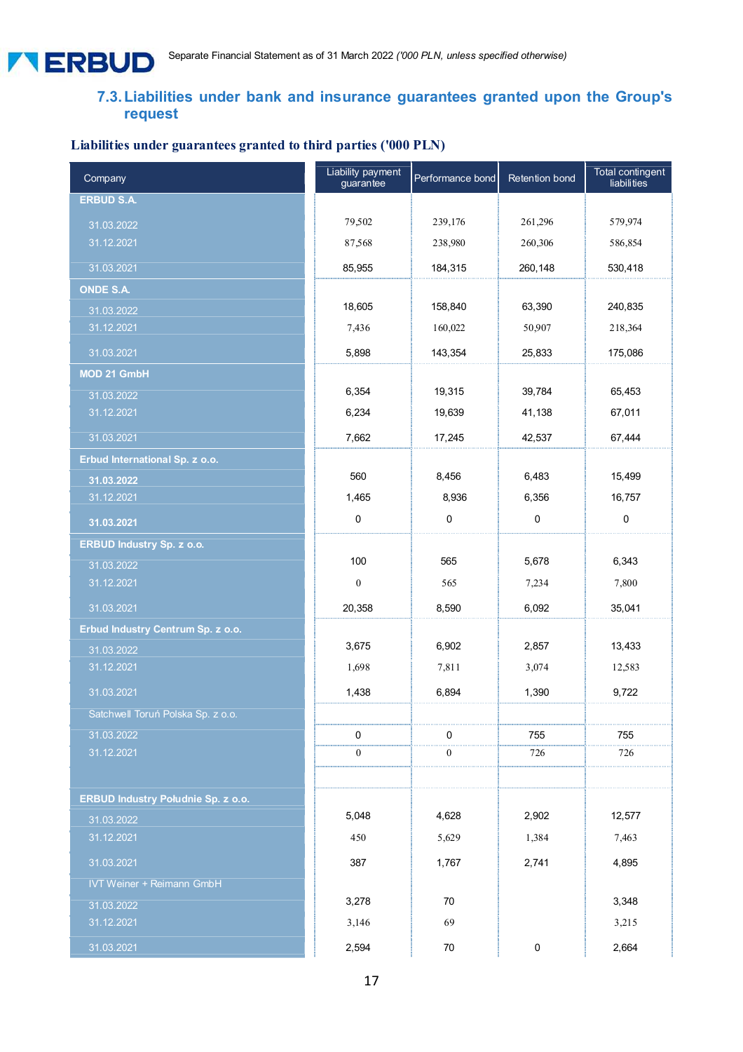## 7.3. Liabilities under bank and insurance guarantees granted upon the Group's request

**Liabilities under guarantees granted to third parties ('000 PLN)**

| Company | Liability payment guarantee | Performance bond | Retention bond | Total contingent liabilities |
|---|---|---|---|---|
| **ERBUD S.A.** | | | | |
| 31.03.2022 | 79,502 | 239,176 | 261,296 | 579,974 |
| 31.12.2021 | 87,568 | 238,980 | 260,306 | 586,854 |
| 31.03.2021 | 85,955 | 184,315 | 260,148 | 530,418 |
| **ONDE S.A.** | | | | |
| 31.03.2022 | 18,605 | 158,840 | 63,390 | 240,835 |
| 31.12.2021 | 7,436 | 160,022 | 50,907 | 218,364 |
| 31.03.2021 | 5,898 | 143,354 | 25,833 | 175,086 |
| **MOD 21 GmbH** | | | | |
| 31.03.2022 | 6,354 | 19,315 | 39,784 | 65,453 |
| 31.12.2021 | 6,234 | 19,639 | 41,138 | 67,011 |
| 31.03.2021 | 7,662 | 17,245 | 42,537 | 67,444 |
| **Erbud International Sp. z o.o.** | | | | |
| **31.03.2022** | 560 | 8,456 | 6,483 | 15,499 |
| 31.12.2021 | 1,465 | 8,936 | 6,356 | 16,757 |
| **31.03.2021** | 0 | 0 | 0 | 0 |
| **ERBUD Industry Sp. z o.o.** | | | | |
| 31.03.2022 | 100 | 565 | 5,678 | 6,343 |
| 31.12.2021 | 0 | 565 | 7,234 | 7,800 |
| 31.03.2021 | 20,358 | 8,590 | 6,092 | 35,041 |
| **Erbud Industry Centrum Sp. z o.o.** | | | | |
| 31.03.2022 | 3,675 | 6,902 | 2,857 | 13,433 |
| 31.12.2021 | 1,698 | 7,811 | 3,074 | 12,583 |
| 31.03.2021 | 1,438 | 6,894 | 1,390 | 9,722 |
| Satchwell Toruń Polska Sp. z o.o. | | | | |
| 31.03.2022 | 0 | 0 | 755 | 755 |
| 31.12.2021 | 0 | 0 | 726 | 726 |
| **ERBUD Industry Południe Sp. z o.o.** | | | | |
| 31.03.2022 | 5,048 | 4,628 | 2,902 | 12,577 |
| 31.12.2021 | 450 | 5,629 | 1,384 | 7,463 |
| 31.03.2021 | 387 | 1,767 | 2,741 | 4,895 |
| IVT Weiner + Reimann GmbH | | | | |
| 31.03.2022 | 3,278 | 70 | | 3,348 |
| 31.12.2021 | 3,146 | 69 | | 3,215 |
| 31.03.2021 | 2,594 | 70 | 0 | 2,664 |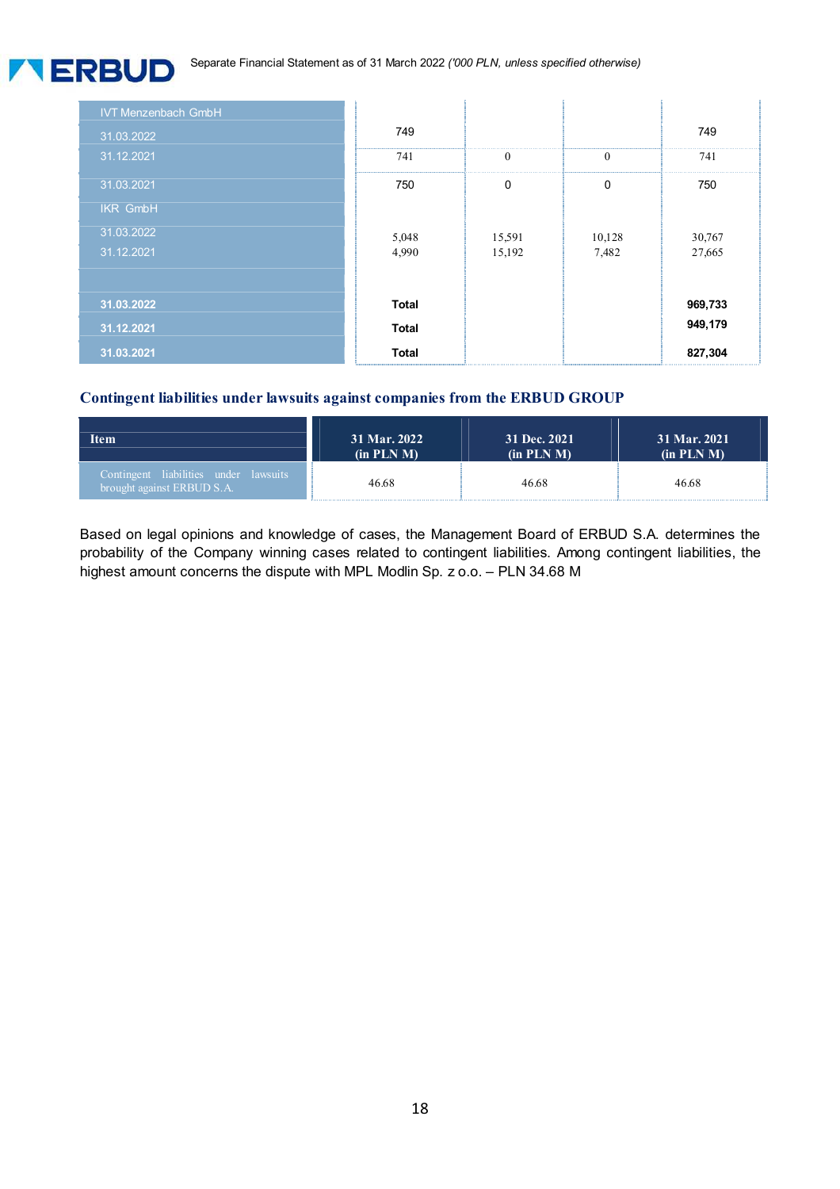| | | | | |
|---|---|---|---|---|
| IVT Menzenbach GmbH | | | | |
| 31.03.2022 | 749 | | | 749 |
| 31.12.2021 | 741 | 0 | 0 | 741 |
| 31.03.2021 | 750 | 0 | 0 | 750 |
| IKR GmbH | | | | |
| 31.03.2022 | 5,048 | 15,591 | 10,128 | 30,767 |
| 31.12.2021 | 4,990 | 15,192 | 7,482 | 27,665 |
| | | | | |
| **31.03.2022** | **Total** | | | **969,733** |
| **31.12.2021** | **Total** | | | **949,179** |
| **31.03.2021** | **Total** | | | **827,304** |

## Contingent liabilities under lawsuits against companies from the ERBUD GROUP

| Item | 31 Mar. 2022 (in PLN M) | 31 Dec. 2021 (in PLN M) | 31 Mar. 2021 (in PLN M) |
|---|---|---|---|
| Contingent liabilities under lawsuits brought against ERBUD S.A. | 46.68 | 46.68 | 46.68 |

Based on legal opinions and knowledge of cases, the Management Board of ERBUD S.A. determines the probability of the Company winning cases related to contingent liabilities. Among contingent liabilities, the highest amount concerns the dispute with MPL Modlin Sp. z o.o. – PLN 34.68 M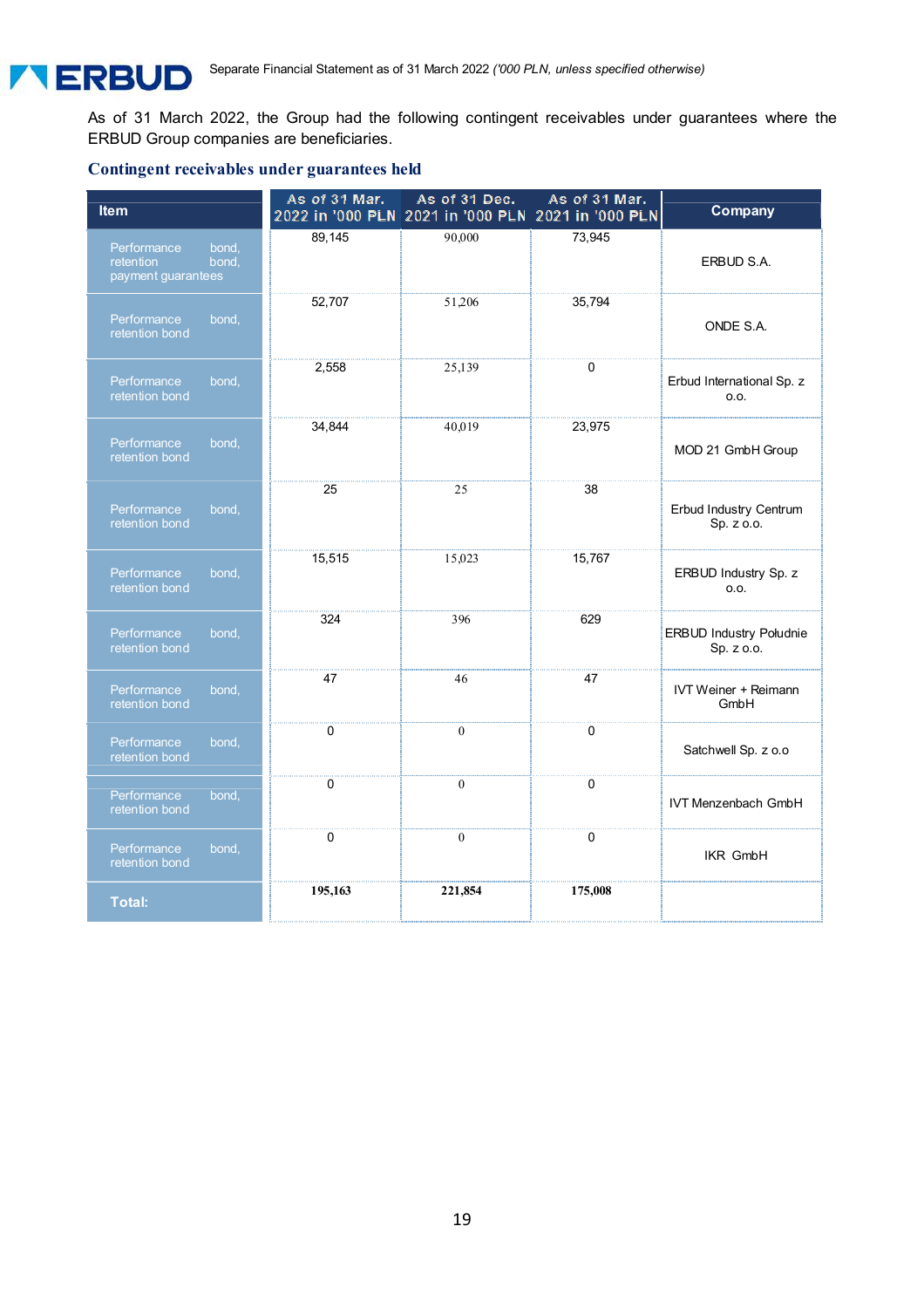As of 31 March 2022, the Group had the following contingent receivables under guarantees where the ERBUD Group companies are beneficiaries.

### Contingent receivables under guarantees held

| Item | As of 31 Mar. 2022 in '000 PLN | As of 31 Dec. 2021 in '000 PLN | As of 31 Mar. 2021 in '000 PLN | Company |
|---|---|---|---|---|
| Performance bond, retention bond, payment guarantees | 89,145 | 90,000 | 73,945 | ERBUD S.A. |
| Performance bond, retention bond | 52,707 | 51,206 | 35,794 | ONDE S.A. |
| Performance bond, retention bond | 2,558 | 25,139 | 0 | Erbud International Sp. z o.o. |
| Performance bond, retention bond | 34,844 | 40,019 | 23,975 | MOD 21 GmbH Group |
| Performance bond, retention bond | 25 | 25 | 38 | Erbud Industry Centrum Sp. z o.o. |
| Performance bond, retention bond | 15,515 | 15,023 | 15,767 | ERBUD Industry Sp. z o.o. |
| Performance bond, retention bond | 324 | 396 | 629 | ERBUD Industry Poludnie Sp. z o.o. |
| Performance bond, retention bond | 47 | 46 | 47 | IVT Weiner + Reimann GmbH |
| Performance bond, retention bond | 0 | 0 | 0 | Satchwell Sp. z o.o |
| Performance bond, retention bond | 0 | 0 | 0 | IVT Menzenbach GmbH |
| Performance bond, retention bond | 0 | 0 | 0 | IKR GmbH |
| **Total:** | **195,163** | **221,854** | **175,008** | |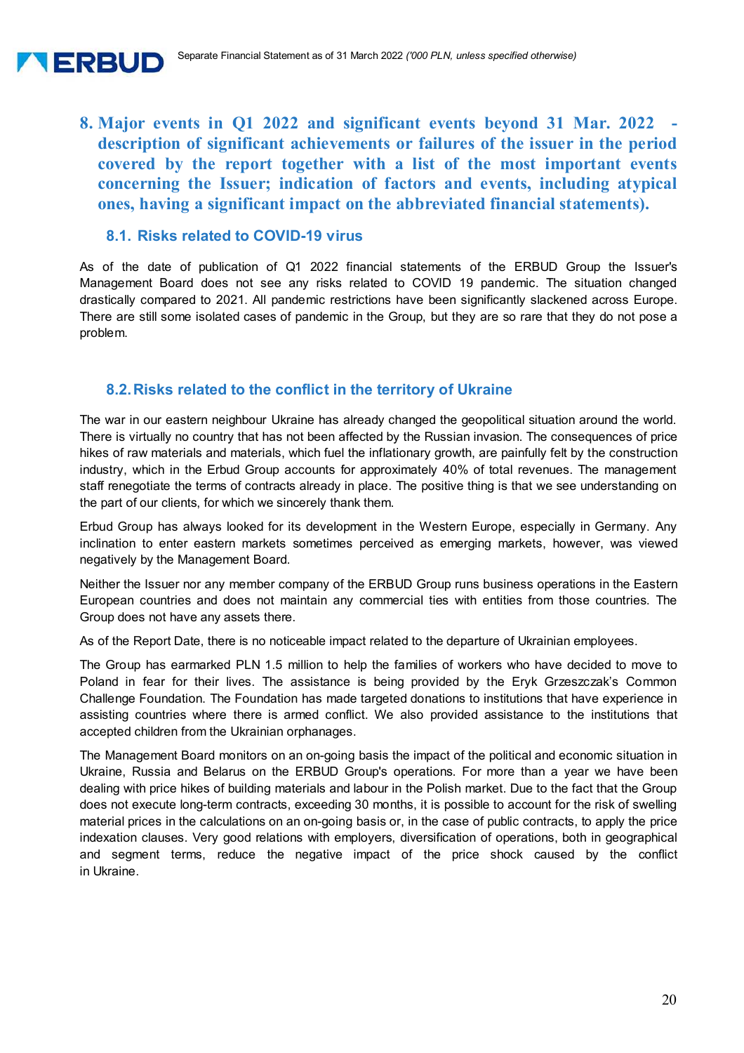## 8. Major events in Q1 2022 and significant events beyond 31 Mar. 2022 - description of significant achievements or failures of the issuer in the period covered by the report together with a list of the most important events concerning the Issuer; indication of factors and events, including atypical ones, having a significant impact on the abbreviated financial statements).

### 8.1. Risks related to COVID-19 virus

As of the date of publication of Q1 2022 financial statements of the ERBUD Group the Issuer's Management Board does not see any risks related to COVID 19 pandemic. The situation changed drastically compared to 2021. All pandemic restrictions have been significantly slackened across Europe. There are still some isolated cases of pandemic in the Group, but they are so rare that they do not pose a problem.

### 8.2. Risks related to the conflict in the territory of Ukraine

The war in our eastern neighbour Ukraine has already changed the geopolitical situation around the world. There is virtually no country that has not been affected by the Russian invasion. The consequences of price hikes of raw materials and materials, which fuel the inflationary growth, are painfully felt by the construction industry, which in the Erbud Group accounts for approximately 40% of total revenues. The management staff renegotiate the terms of contracts already in place. The positive thing is that we see understanding on the part of our clients, for which we sincerely thank them.

Erbud Group has always looked for its development in the Western Europe, especially in Germany. Any inclination to enter eastern markets sometimes perceived as emerging markets, however, was viewed negatively by the Management Board.

Neither the Issuer nor any member company of the ERBUD Group runs business operations in the Eastern European countries and does not maintain any commercial ties with entities from those countries. The Group does not have any assets there.

As of the Report Date, there is no noticeable impact related to the departure of Ukrainian employees.

The Group has earmarked PLN 1.5 million to help the families of workers who have decided to move to Poland in fear for their lives. The assistance is being provided by the Eryk Grzeszczak's Common Challenge Foundation. The Foundation has made targeted donations to institutions that have experience in assisting countries where there is armed conflict. We also provided assistance to the institutions that accepted children from the Ukrainian orphanages.

The Management Board monitors on an on-going basis the impact of the political and economic situation in Ukraine, Russia and Belarus on the ERBUD Group's operations. For more than a year we have been dealing with price hikes of building materials and labour in the Polish market. Due to the fact that the Group does not execute long-term contracts, exceeding 30 months, it is possible to account for the risk of swelling material prices in the calculations on an on-going basis or, in the case of public contracts, to apply the price indexation clauses. Very good relations with employers, diversification of operations, both in geographical and segment terms, reduce the negative impact of the price shock caused by the conflict in Ukraine.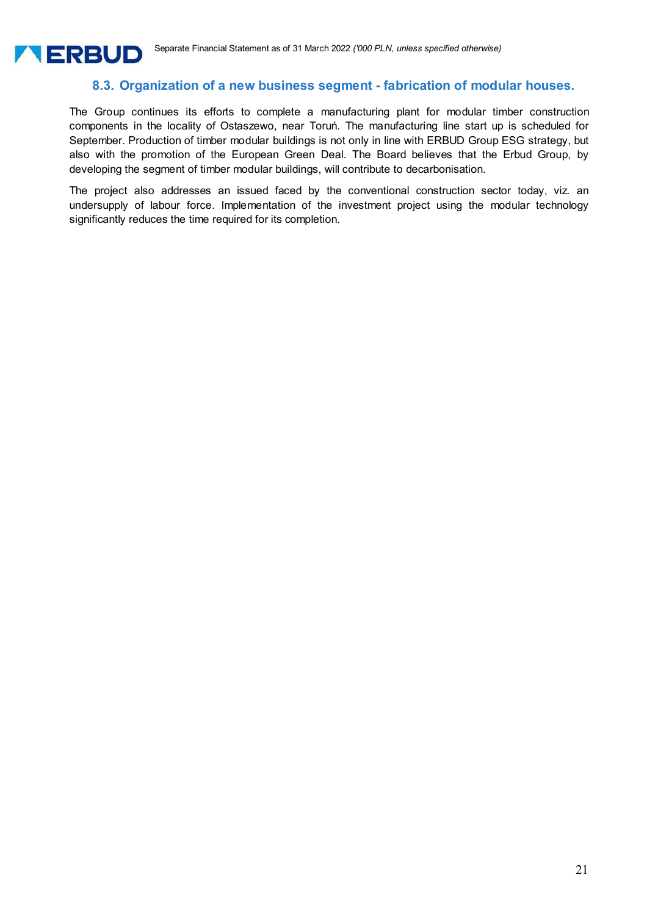### 8.3. Organization of a new business segment - fabrication of modular houses.

The Group continues its efforts to complete a manufacturing plant for modular timber construction components in the locality of Ostaszewo, near Toruń. The manufacturing line start up is scheduled for September. Production of timber modular buildings is not only in line with ERBUD Group ESG strategy, but also with the promotion of the European Green Deal. The Board believes that the Erbud Group, by developing the segment of timber modular buildings, will contribute to decarbonisation.

The project also addresses an issued faced by the conventional construction sector today, viz. an undersupply of labour force. Implementation of the investment project using the modular technology significantly reduces the time required for its completion.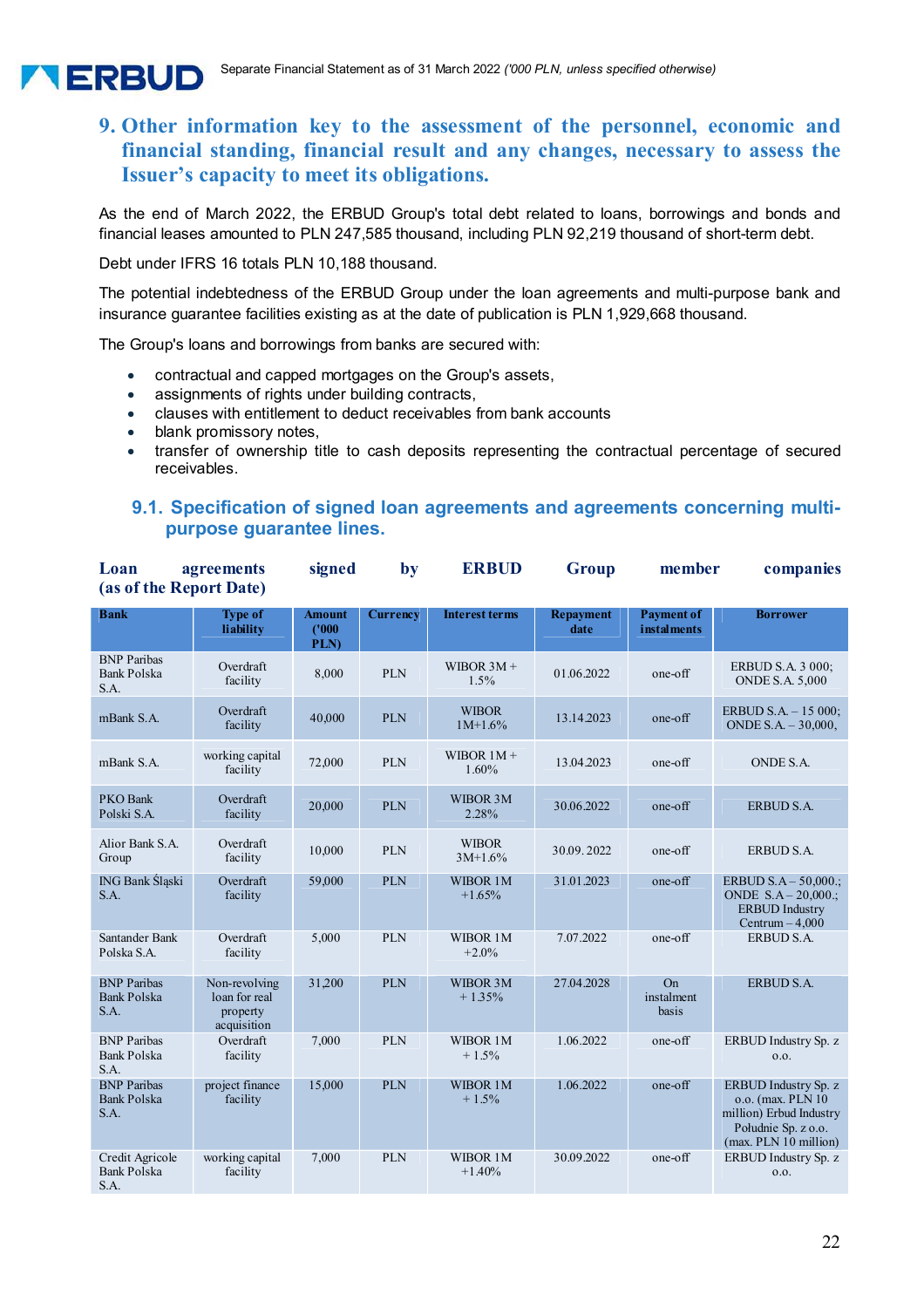## 9. Other information key to the assessment of the personnel, economic and financial standing, financial result and any changes, necessary to assess the Issuer's capacity to meet its obligations.

As the end of March 2022, the ERBUD Group's total debt related to loans, borrowings and bonds and financial leases amounted to PLN 247,585 thousand, including PLN 92,219 thousand of short-term debt.

Debt under IFRS 16 totals PLN 10,188 thousand.

The potential indebtedness of the ERBUD Group under the loan agreements and multi-purpose bank and insurance guarantee facilities existing as at the date of publication is PLN 1,929,668 thousand.

The Group's loans and borrowings from banks are secured with:

- contractual and capped mortgages on the Group's assets,
- assignments of rights under building contracts,
- clauses with entitlement to deduct receivables from bank accounts
- blank promissory notes,
- transfer of ownership title to cash deposits representing the contractual percentage of secured receivables.

### 9.1. Specification of signed loan agreements and agreements concerning multi-purpose guarantee lines.

**Loan agreements signed by ERBUD Group member companies (as of the Report Date)**

| Bank | Type of liability | Amount ('000 PLN) | Currency | Interest terms | Repayment date | Payment of instalments | Borrower |
|---|---|---|---|---|---|---|---|
| BNP Paribas Bank Polska S.A. | Overdraft facility | 8,000 | PLN | WIBOR 3M + 1.5% | 01.06.2022 | one-off | ERBUD S.A. 3 000; ONDE S.A. 5,000 |
| mBank S.A. | Overdraft facility | 40,000 | PLN | WIBOR 1M+1.6% | 13.14.2023 | one-off | ERBUD S.A. – 15 000; ONDE S.A. – 30,000, |
| mBank S.A. | working capital facility | 72,000 | PLN | WIBOR 1M + 1.60% | 13.04.2023 | one-off | ONDE S.A. |
| PKO Bank Polski S.A. | Overdraft facility | 20,000 | PLN | WIBOR 3M 2.28% | 30.06.2022 | one-off | ERBUD S.A. |
| Alior Bank S.A. Group | Overdraft facility | 10,000 | PLN | WIBOR 3M+1.6% | 30.09. 2022 | one-off | ERBUD S.A. |
| ING Bank Śląski S.A. | Overdraft facility | 59,000 | PLN | WIBOR 1M +1.65% | 31.01.2023 | one-off | ERBUD S.A – 50,000.; ONDE S.A – 20,000.; ERBUD Industry Centrum – 4,000 |
| Santander Bank Polska S.A. | Overdraft facility | 5,000 | PLN | WIBOR 1M +2.0% | 7.07.2022 | one-off | ERBUD S.A. |
| BNP Paribas Bank Polska S.A. | Non-revolving loan for real property acquisition | 31,200 | PLN | WIBOR 3M + 1.35% | 27.04.2028 | On instalment basis | ERBUD S.A. |
| BNP Paribas Bank Polska S.A. | Overdraft facility | 7,000 | PLN | WIBOR 1M + 1.5% | 1.06.2022 | one-off | ERBUD Industry Sp. z o.o. |
| BNP Paribas Bank Polska S.A. | project finance facility | 15,000 | PLN | WIBOR 1M + 1.5% | 1.06.2022 | one-off | ERBUD Industry Sp. z o.o. (max. PLN 10 million) Erbud Industry Poludnie Sp. z o.o. (max. PLN 10 million) |
| Credit Agricole Bank Polska S.A. | working capital facility | 7,000 | PLN | WIBOR 1M +1.40% | 30.09.2022 | one-off | ERBUD Industry Sp. z o.o. |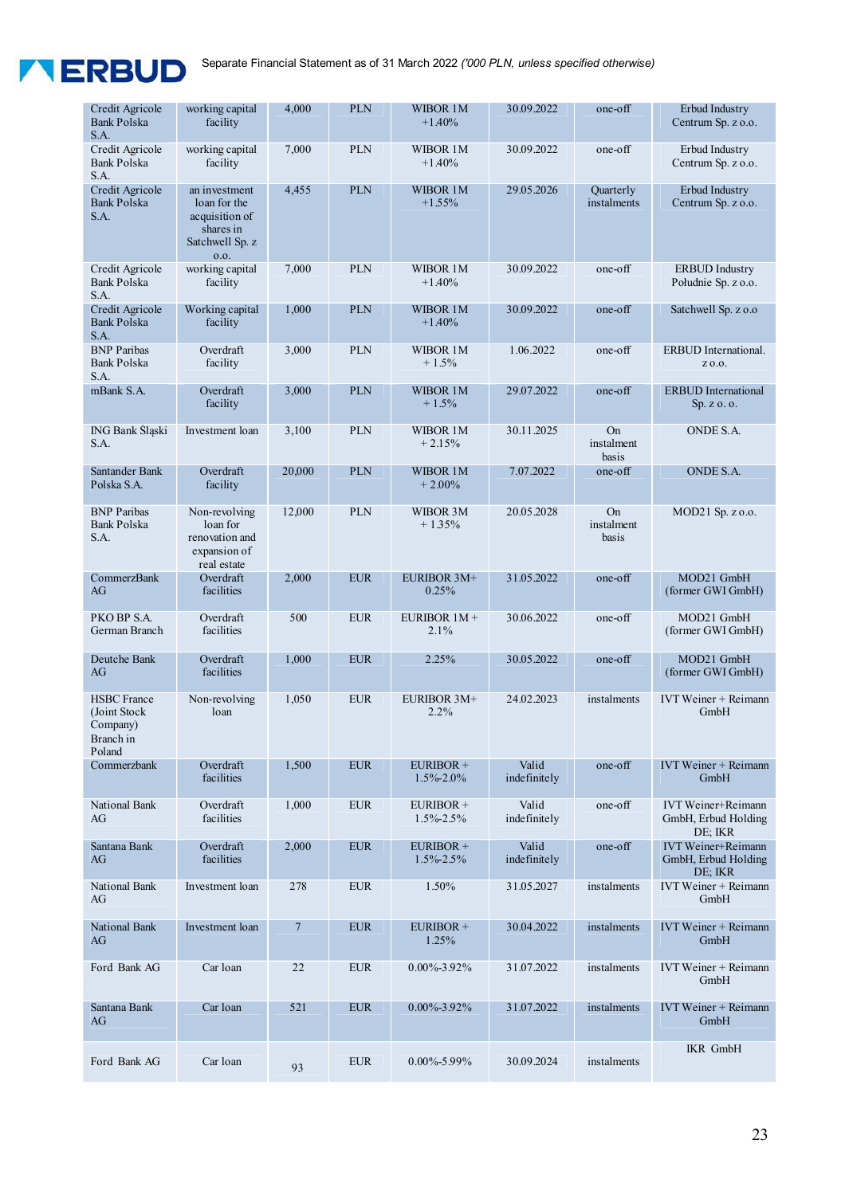| Credit Agricole Bank Polska S.A. | working capital facility | 4,000 | PLN | WIBOR 1M +1.40% | 30.09.2022 | one-off | Erbud Industry Centrum Sp. z o.o. |
|---|---|---|---|---|---|---|---|
| Credit Agricole Bank Polska S.A. | working capital facility | 7,000 | PLN | WIBOR 1M +1.40% | 30.09.2022 | one-off | Erbud Industry Centrum Sp. z o.o. |
| Credit Agricole Bank Polska S.A. | an investment loan for the acquisition of shares in Satchwell Sp. z o.o. | 4,455 | PLN | WIBOR 1M +1.55% | 29.05.2026 | Quarterly instalments | Erbud Industry Centrum Sp. z o.o. |
| Credit Agricole Bank Polska S.A. | working capital facility | 7,000 | PLN | WIBOR 1M +1.40% | 30.09.2022 | one-off | ERBUD Industry Południe Sp. z o.o. |
| Credit Agricole Bank Polska S.A. | Working capital facility | 1,000 | PLN | WIBOR 1M +1.40% | 30.09.2022 | one-off | Satchwell Sp. z o.o |
| BNP Paribas Bank Polska S.A. | Overdraft facility | 3,000 | PLN | WIBOR 1M + 1.5% | 1.06.2022 | one-off | ERBUD International. z o.o. |
| mBank S.A. | Overdraft facility | 3,000 | PLN | WIBOR 1M + 1.5% | 29.07.2022 | one-off | ERBUD International Sp. z o. o. |
| ING Bank Śląski S.A. | Investment loan | 3,100 | PLN | WIBOR 1M + 2.15% | 30.11.2025 | On instalment basis | ONDE S.A. |
| Santander Bank Polska S.A. | Overdraft facility | 20,000 | PLN | WIBOR 1M + 2.00% | 7.07.2022 | one-off | ONDE S.A. |
| BNP Paribas Bank Polska S.A. | Non-revolving loan for renovation and expansion of real estate | 12,000 | PLN | WIBOR 3M + 1.35% | 20.05.2028 | On instalment basis | MOD21 Sp. z o.o. |
| CommerzBank AG | Overdraft facilities | 2,000 | EUR | EURIBOR 3M+ 0.25% | 31.05.2022 | one-off | MOD21 GmbH (former GWI GmbH) |
| PKO BP S.A. German Branch | Overdraft facilities | 500 | EUR | EURIBOR 1M + 2.1% | 30.06.2022 | one-off | MOD21 GmbH (former GWI GmbH) |
| Deutche Bank AG | Overdraft facilities | 1,000 | EUR | 2.25% | 30.05.2022 | one-off | MOD21 GmbH (former GWI GmbH) |
| HSBC France (Joint Stock Company) Branch in Poland | Non-revolving loan | 1,050 | EUR | EURIBOR 3M+ 2.2% | 24.02.2023 | instalments | IVT Weiner + Reimann GmbH |
| Commerzbank | Overdraft facilities | 1,500 | EUR | EURIBOR + 1.5%-2.0% | Valid indefinitely | one-off | IVT Weiner + Reimann GmbH |
| National Bank AG | Overdraft facilities | 1,000 | EUR | EURIBOR + 1.5%-2.5% | Valid indefinitely | one-off | IVT Weiner+Reimann GmbH, Erbud Holding DE; IKR |
| Santana Bank AG | Overdraft facilities | 2,000 | EUR | EURIBOR + 1.5%-2.5% | Valid indefinitely | one-off | IVT Weiner+Reimann GmbH, Erbud Holding DE; IKR |
| National Bank AG | Investment loan | 278 | EUR | 1.50% | 31.05.2027 | instalments | IVT Weiner + Reimann GmbH |
| National Bank AG | Investment loan | 7 | EUR | EURIBOR + 1.25% | 30.04.2022 | instalments | IVT Weiner + Reimann GmbH |
| Ford Bank AG | Car loan | 22 | EUR | 0.00%-3.92% | 31.07.2022 | instalments | IVT Weiner + Reimann GmbH |
| Santana Bank AG | Car loan | 521 | EUR | 0.00%-3.92% | 31.07.2022 | instalments | IVT Weiner + Reimann GmbH |
| Ford Bank AG | Car loan | 93 | EUR | 0.00%-5.99% | 30.09.2024 | instalments | IKR GmbH |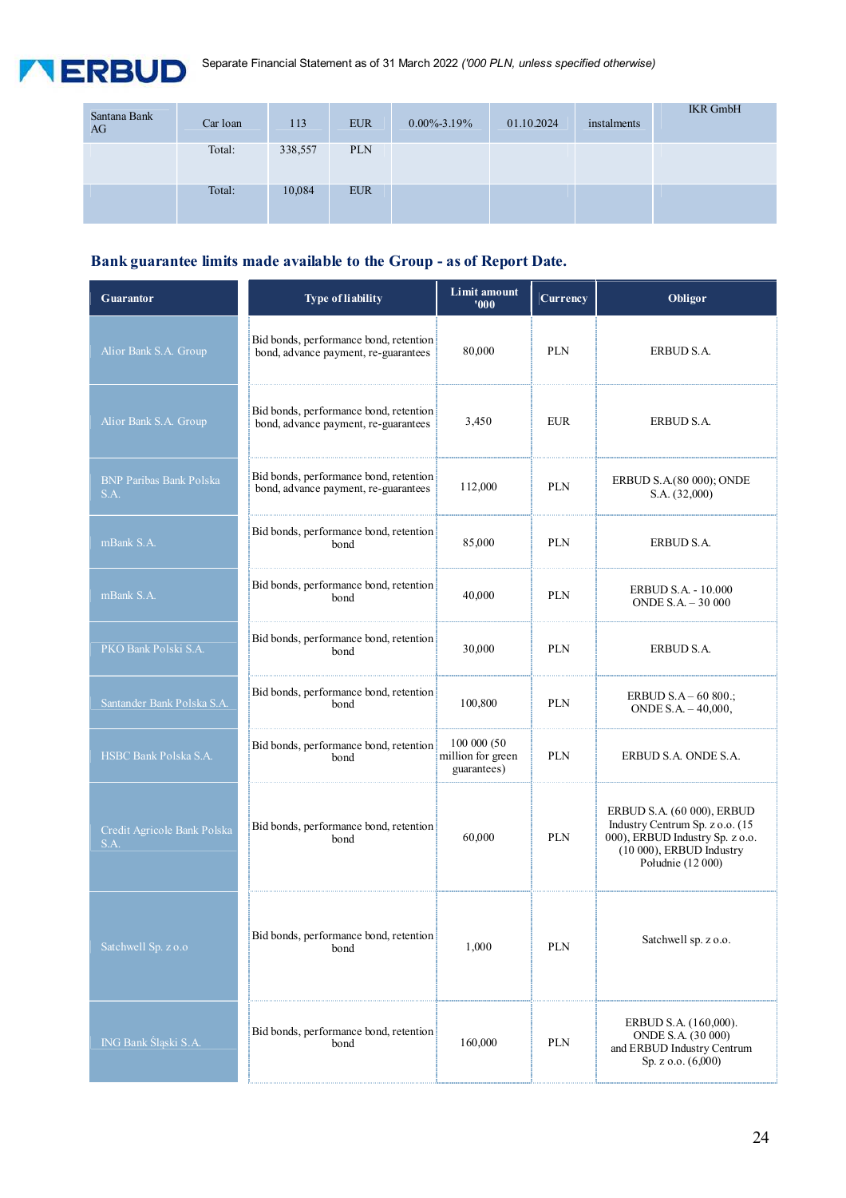| Santana Bank AG | Car loan | 113 | EUR | 0.00%-3.19% | 01.10.2024 | instalments | IKR GmbH |
|---|---|---|---|---|---|---|---|
| | Total: | 338,557 | PLN | | | | |
| | Total: | 10,084 | EUR | | | | |

## Bank guarantee limits made available to the Group - as of Report Date.

| Guarantor | Type of liability | Limit amount '000 | Currency | Obligor |
|---|---|---|---|---|
| Alior Bank S.A. Group | Bid bonds, performance bond, retention bond, advance payment, re-guarantees | 80,000 | PLN | ERBUD S.A. |
| Alior Bank S.A. Group | Bid bonds, performance bond, retention bond, advance payment, re-guarantees | 3,450 | EUR | ERBUD S.A. |
| BNP Paribas Bank Polska S.A. | Bid bonds, performance bond, retention bond, advance payment, re-guarantees | 112,000 | PLN | ERBUD S.A.(80 000); ONDE S.A. (32,000) |
| mBank S.A. | Bid bonds, performance bond, retention bond | 85,000 | PLN | ERBUD S.A. |
| mBank S.A. | Bid bonds, performance bond, retention bond | 40,000 | PLN | ERBUD S.A. - 10.000 ONDE S.A. – 30 000 |
| PKO Bank Polski S.A. | Bid bonds, performance bond, retention bond | 30,000 | PLN | ERBUD S.A. |
| Santander Bank Polska S.A. | Bid bonds, performance bond, retention bond | 100,800 | PLN | ERBUD S.A – 60 800.; ONDE S.A. – 40,000, |
| HSBC Bank Polska S.A. | Bid bonds, performance bond, retention bond | 100 000 (50 million for green guarantees) | PLN | ERBUD S.A. ONDE S.A. |
| Credit Agricole Bank Polska S.A. | Bid bonds, performance bond, retention bond | 60,000 | PLN | ERBUD S.A. (60 000), ERBUD Industry Centrum Sp. z o.o. (15 000), ERBUD Industry Sp. z o.o. (10 000), ERBUD Industry Południe (12 000) |
| Satchwell Sp. z o.o | Bid bonds, performance bond, retention bond | 1,000 | PLN | Satchwell sp. z o.o. |
| ING Bank Śląski S.A. | Bid bonds, performance bond, retention bond | 160,000 | PLN | ERBUD S.A. (160,000). ONDE S.A. (30 000) and ERBUD Industry Centrum Sp. z o.o. (6,000) |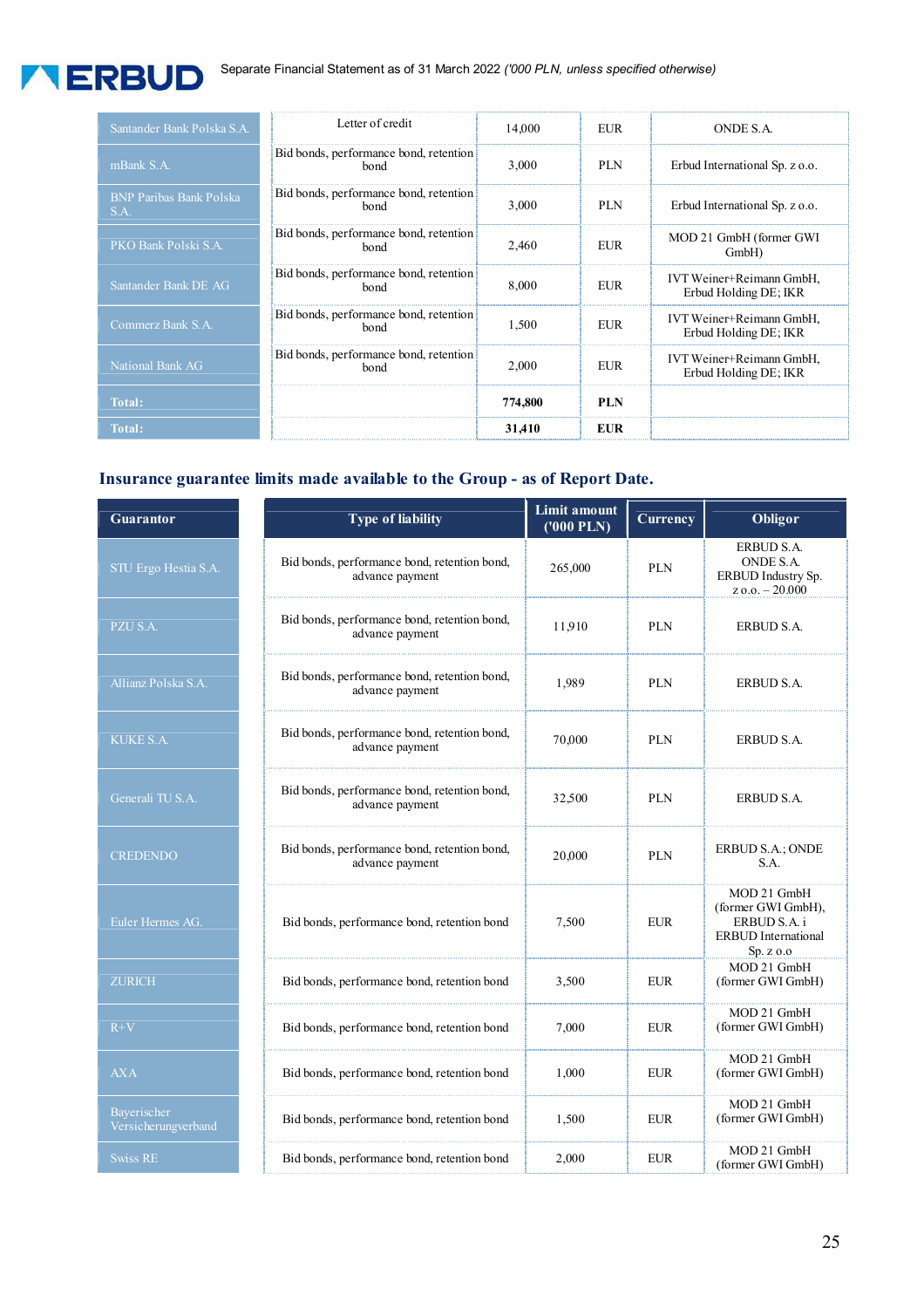| | | | | |
|---|---|---|---|---|
| Santander Bank Polska S.A. | Letter of credit | 14,000 | EUR | ONDE S.A. |
| mBank S.A. | Bid bonds, performance bond, retention bond | 3,000 | PLN | Erbud International Sp. z o.o. |
| BNP Paribas Bank Polska S.A. | Bid bonds, performance bond, retention bond | 3,000 | PLN | Erbud International Sp. z o.o. |
| PKO Bank Polski S.A. | Bid bonds, performance bond, retention bond | 2,460 | EUR | MOD 21 GmbH (former GWI GmbH) |
| Santander Bank DE AG | Bid bonds, performance bond, retention bond | 8,000 | EUR | IVT Weiner+Reimann GmbH, Erbud Holding DE; IKR |
| Commerz Bank S.A. | Bid bonds, performance bond, retention bond | 1,500 | EUR | IVT Weiner+Reimann GmbH, Erbud Holding DE; IKR |
| National Bank AG | Bid bonds, performance bond, retention bond | 2,000 | EUR | IVT Weiner+Reimann GmbH, Erbud Holding DE; IKR |
| **Total:** | | **774,800** | **PLN** | |
| **Total:** | | **31,410** | **EUR** | |

## Insurance guarantee limits made available to the Group - as of Report Date.

| Guarantor | Type of liability | Limit amount ('000 PLN) | Currency | Obligor |
|---|---|---|---|---|
| STU Ergo Hestia S.A. | Bid bonds, performance bond, retention bond, advance payment | 265,000 | PLN | ERBUD S.A. ONDE S.A. ERBUD Industry Sp. z o.o. – 20.000 |
| PZU S.A. | Bid bonds, performance bond, retention bond, advance payment | 11,910 | PLN | ERBUD S.A. |
| Allianz Polska S.A. | Bid bonds, performance bond, retention bond, advance payment | 1,989 | PLN | ERBUD S.A. |
| KUKE S.A. | Bid bonds, performance bond, retention bond, advance payment | 70,000 | PLN | ERBUD S.A. |
| Generali TU S.A. | Bid bonds, performance bond, retention bond, advance payment | 32,500 | PLN | ERBUD S.A. |
| CREDENDO | Bid bonds, performance bond, retention bond, advance payment | 20,000 | PLN | ERBUD S.A.; ONDE S.A. |
| Euler Hermes AG. | Bid bonds, performance bond, retention bond | 7,500 | EUR | MOD 21 GmbH (former GWI GmbH), ERBUD S.A. i ERBUD International Sp. z o.o |
| ZURICH | Bid bonds, performance bond, retention bond | 3,500 | EUR | MOD 21 GmbH (former GWI GmbH) |
| R+V | Bid bonds, performance bond, retention bond | 7,000 | EUR | MOD 21 GmbH (former GWI GmbH) |
| AXA | Bid bonds, performance bond, retention bond | 1,000 | EUR | MOD 21 GmbH (former GWI GmbH) |
| Bayerischer Versicherungverband | Bid bonds, performance bond, retention bond | 1,500 | EUR | MOD 21 GmbH (former GWI GmbH) |
| Swiss RE | Bid bonds, performance bond, retention bond | 2,000 | EUR | MOD 21 GmbH (former GWI GmbH) |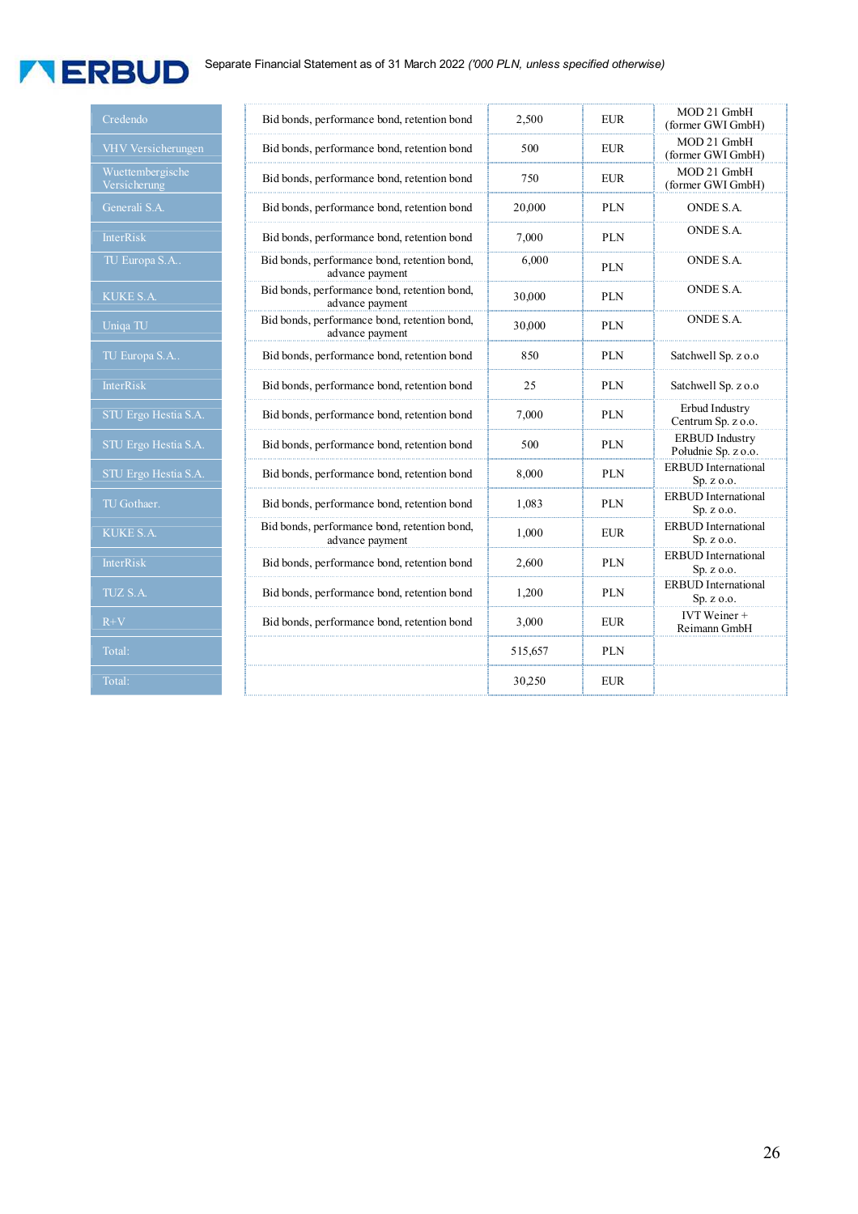| | | | | |
|---|---|---|---|---|
| Credendo | Bid bonds, performance bond, retention bond | 2,500 | EUR | MOD 21 GmbH (former GWI GmbH) |
| VHV Versicherungen | Bid bonds, performance bond, retention bond | 500 | EUR | MOD 21 GmbH (former GWI GmbH) |
| Wuettembergische Versicherung | Bid bonds, performance bond, retention bond | 750 | EUR | MOD 21 GmbH (former GWI GmbH) |
| Generali S.A. | Bid bonds, performance bond, retention bond | 20,000 | PLN | ONDE S.A. |
| InterRisk | Bid bonds, performance bond, retention bond | 7,000 | PLN | ONDE S.A. |
| TU Europa S.A.. | Bid bonds, performance bond, retention bond, advance payment | 6,000 | PLN | ONDE S.A. |
| KUKE S.A. | Bid bonds, performance bond, retention bond, advance payment | 30,000 | PLN | ONDE S.A. |
| Uniqa TU | Bid bonds, performance bond, retention bond, advance payment | 30,000 | PLN | ONDE S.A. |
| TU Europa S.A.. | Bid bonds, performance bond, retention bond | 850 | PLN | Satchwell Sp. z o.o |
| InterRisk | Bid bonds, performance bond, retention bond | 25 | PLN | Satchwell Sp. z o.o |
| STU Ergo Hestia S.A. | Bid bonds, performance bond, retention bond | 7,000 | PLN | Erbud Industry Centrum Sp. z o.o. |
| STU Ergo Hestia S.A. | Bid bonds, performance bond, retention bond | 500 | PLN | ERBUD Industry Południe Sp. z o.o. |
| STU Ergo Hestia S.A. | Bid bonds, performance bond, retention bond | 8,000 | PLN | ERBUD International Sp. z o.o. |
| TU Gothaer. | Bid bonds, performance bond, retention bond | 1,083 | PLN | ERBUD International Sp. z o.o. |
| KUKE S.A. | Bid bonds, performance bond, retention bond, advance payment | 1,000 | EUR | ERBUD International Sp. z o.o. |
| InterRisk | Bid bonds, performance bond, retention bond | 2,600 | PLN | ERBUD International Sp. z o.o. |
| TUZ S.A. | Bid bonds, performance bond, retention bond | 1,200 | PLN | ERBUD International Sp. z o.o. |
| R+V | Bid bonds, performance bond, retention bond | 3,000 | EUR | IVT Weiner + Reimann GmbH |
| Total: | | 515,657 | PLN | |
| Total: | | 30,250 | EUR | |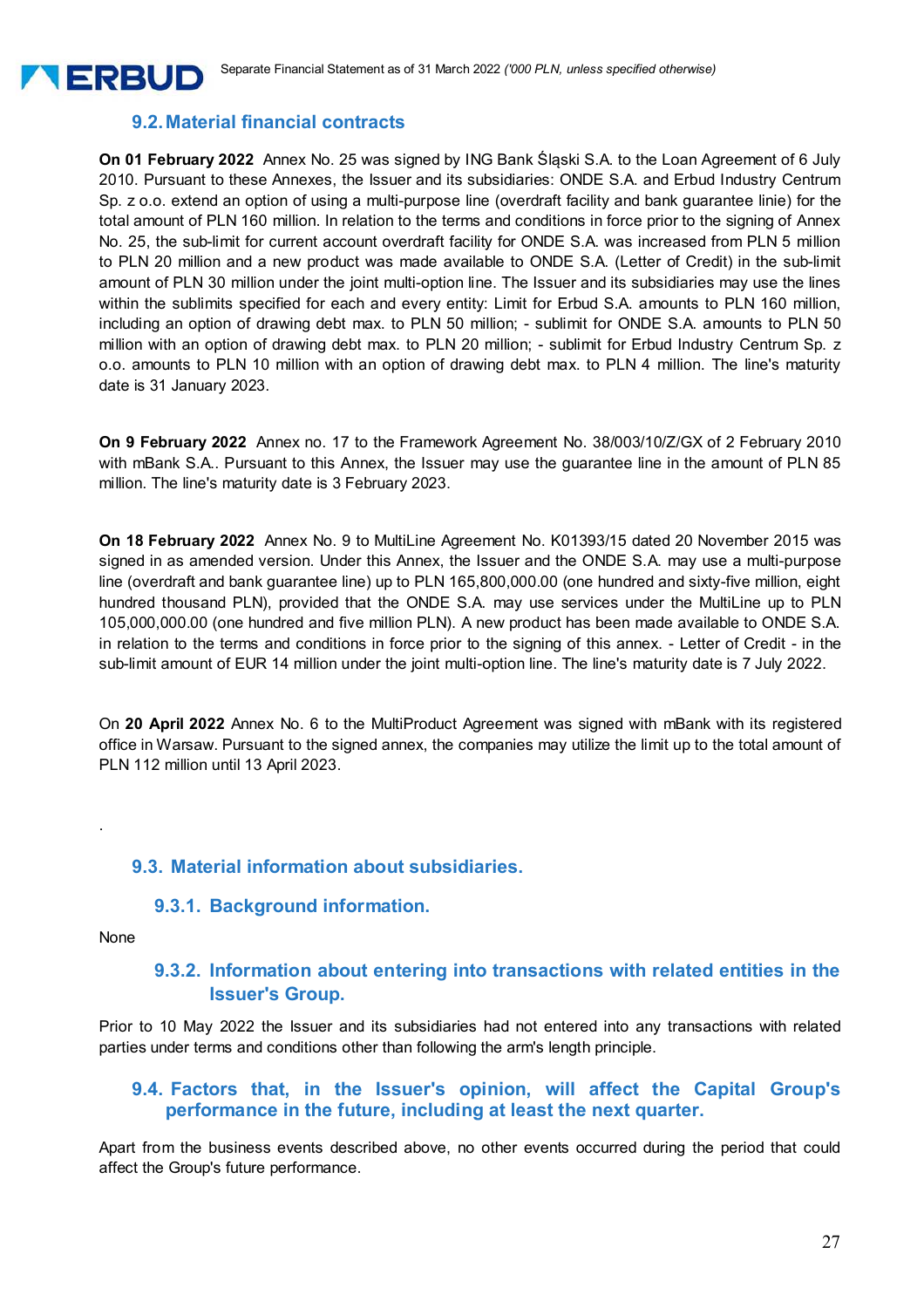## 9.2. Material financial contracts

**On 01 February 2022** Annex No. 25 was signed by ING Bank Śląski S.A. to the Loan Agreement of 6 July 2010. Pursuant to these Annexes, the Issuer and its subsidiaries: ONDE S.A. and Erbud Industry Centrum Sp. z o.o. extend an option of using a multi-purpose line (overdraft facility and bank guarantee linie) for the total amount of PLN 160 million. In relation to the terms and conditions in force prior to the signing of Annex No. 25, the sub-limit for current account overdraft facility for ONDE S.A. was increased from PLN 5 million to PLN 20 million and a new product was made available to ONDE S.A. (Letter of Credit) in the sub-limit amount of PLN 30 million under the joint multi-option line. The Issuer and its subsidiaries may use the lines within the sublimits specified for each and every entity: Limit for Erbud S.A. amounts to PLN 160 million, including an option of drawing debt max. to PLN 50 million; - sublimit for ONDE S.A. amounts to PLN 50 million with an option of drawing debt max. to PLN 20 million; - sublimit for Erbud Industry Centrum Sp. z o.o. amounts to PLN 10 million with an option of drawing debt max. to PLN 4 million. The line's maturity date is 31 January 2023.

**On 9 February 2022** Annex no. 17 to the Framework Agreement No. 38/003/10/Z/GX of 2 February 2010 with mBank S.A.. Pursuant to this Annex, the Issuer may use the guarantee line in the amount of PLN 85 million. The line's maturity date is 3 February 2023.

**On 18 February 2022** Annex No. 9 to MultiLine Agreement No. K01393/15 dated 20 November 2015 was signed in as amended version. Under this Annex, the Issuer and the ONDE S.A. may use a multi-purpose line (overdraft and bank guarantee line) up to PLN 165,800,000.00 (one hundred and sixty-five million, eight hundred thousand PLN), provided that the ONDE S.A. may use services under the MultiLine up to PLN 105,000,000.00 (one hundred and five million PLN). A new product has been made available to ONDE S.A. in relation to the terms and conditions in force prior to the signing of this annex. - Letter of Credit - in the sub-limit amount of EUR 14 million under the joint multi-option line. The line's maturity date is 7 July 2022.

On **20 April 2022** Annex No. 6 to the MultiProduct Agreement was signed with mBank with its registered office in Warsaw. Pursuant to the signed annex, the companies may utilize the limit up to the total amount of PLN 112 million until 13 April 2023.

.

## 9.3. Material information about subsidiaries.

### 9.3.1. Background information.

None

### 9.3.2. Information about entering into transactions with related entities in the Issuer's Group.

Prior to 10 May 2022 the Issuer and its subsidiaries had not entered into any transactions with related parties under terms and conditions other than following the arm's length principle.

## 9.4. Factors that, in the Issuer's opinion, will affect the Capital Group's performance in the future, including at least the next quarter.

Apart from the business events described above, no other events occurred during the period that could affect the Group's future performance.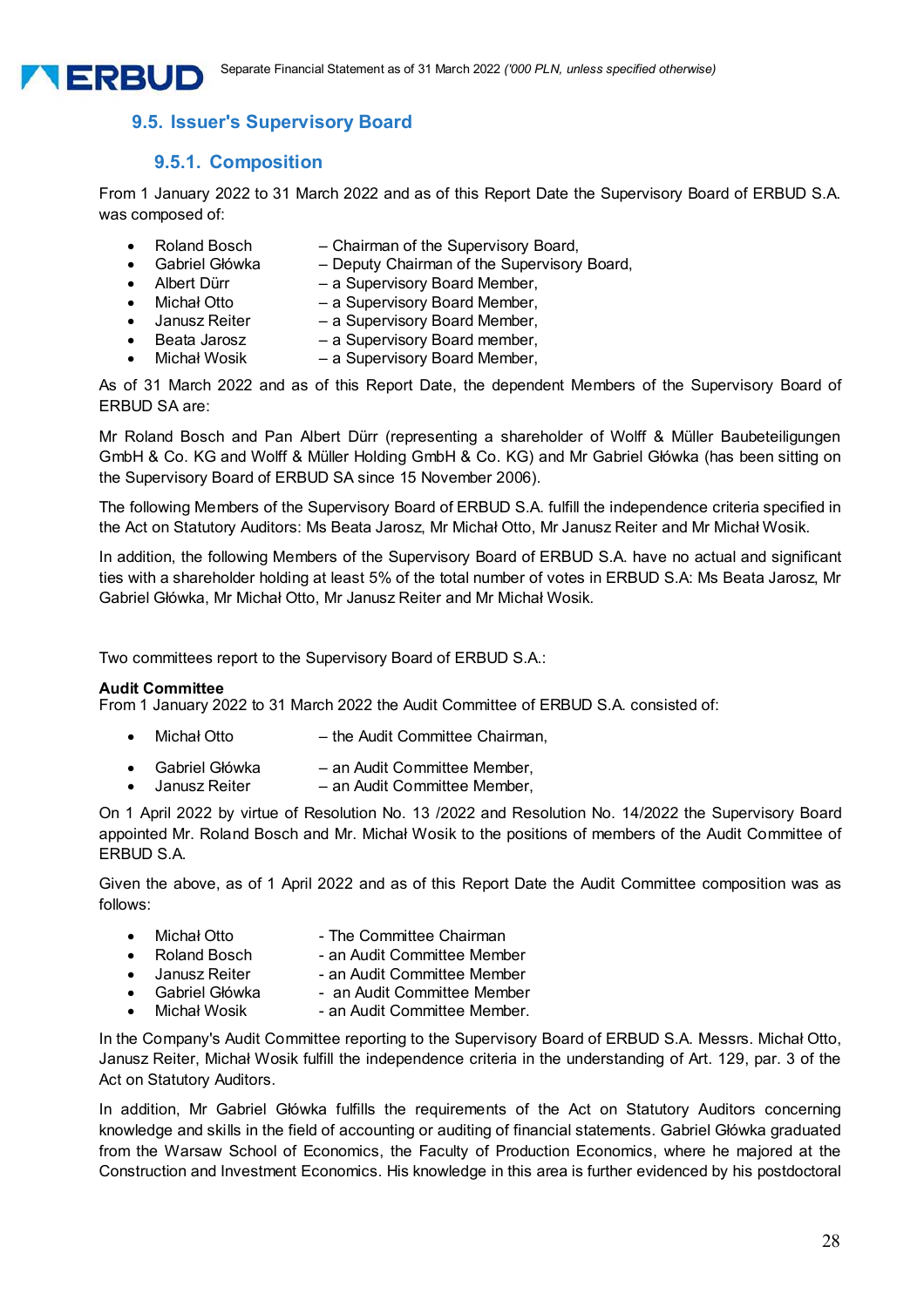## 9.5. Issuer's Supervisory Board

### 9.5.1. Composition

From 1 January 2022 to 31 March 2022 and as of this Report Date the Supervisory Board of ERBUD S.A. was composed of:

- Roland Bosch – Chairman of the Supervisory Board,
- Gabriel Główka – Deputy Chairman of the Supervisory Board,
- Albert Dürr – a Supervisory Board Member,
- Michał Otto – a Supervisory Board Member,
- Janusz Reiter – a Supervisory Board Member,
- Beata Jarosz – a Supervisory Board member,
- Michał Wosik – a Supervisory Board Member,

As of 31 March 2022 and as of this Report Date, the dependent Members of the Supervisory Board of ERBUD SA are:

Mr Roland Bosch and Pan Albert Dürr (representing a shareholder of Wolff & Müller Baubeteiligungen GmbH & Co. KG and Wolff & Müller Holding GmbH & Co. KG) and Mr Gabriel Główka (has been sitting on the Supervisory Board of ERBUD SA since 15 November 2006).

The following Members of the Supervisory Board of ERBUD S.A. fulfill the independence criteria specified in the Act on Statutory Auditors: Ms Beata Jarosz, Mr Michał Otto, Mr Janusz Reiter and Mr Michał Wosik.

In addition, the following Members of the Supervisory Board of ERBUD S.A. have no actual and significant ties with a shareholder holding at least 5% of the total number of votes in ERBUD S.A: Ms Beata Jarosz, Mr Gabriel Główka, Mr Michał Otto, Mr Janusz Reiter and Mr Michał Wosik.

Two committees report to the Supervisory Board of ERBUD S.A.:

**Audit Committee**

From 1 January 2022 to 31 March 2022 the Audit Committee of ERBUD S.A. consisted of:

- Michał Otto – the Audit Committee Chairman,
- Gabriel Główka – an Audit Committee Member,
- Janusz Reiter – an Audit Committee Member,

On 1 April 2022 by virtue of Resolution No. 13 /2022 and Resolution No. 14/2022 the Supervisory Board appointed Mr. Roland Bosch and Mr. Michał Wosik to the positions of members of the Audit Committee of ERBUD S.A.

Given the above, as of 1 April 2022 and as of this Report Date the Audit Committee composition was as follows:

- Michał Otto - The Committee Chairman
- Roland Bosch - an Audit Committee Member
- Janusz Reiter - an Audit Committee Member
- Gabriel Główka - an Audit Committee Member
- Michał Wosik - an Audit Committee Member.

In the Company's Audit Committee reporting to the Supervisory Board of ERBUD S.A. Messrs. Michał Otto, Janusz Reiter, Michał Wosik fulfill the independence criteria in the understanding of Art. 129, par. 3 of the Act on Statutory Auditors.

In addition, Mr Gabriel Główka fulfills the requirements of the Act on Statutory Auditors concerning knowledge and skills in the field of accounting or auditing of financial statements. Gabriel Główka graduated from the Warsaw School of Economics, the Faculty of Production Economics, where he majored at the Construction and Investment Economics. His knowledge in this area is further evidenced by his postdoctoral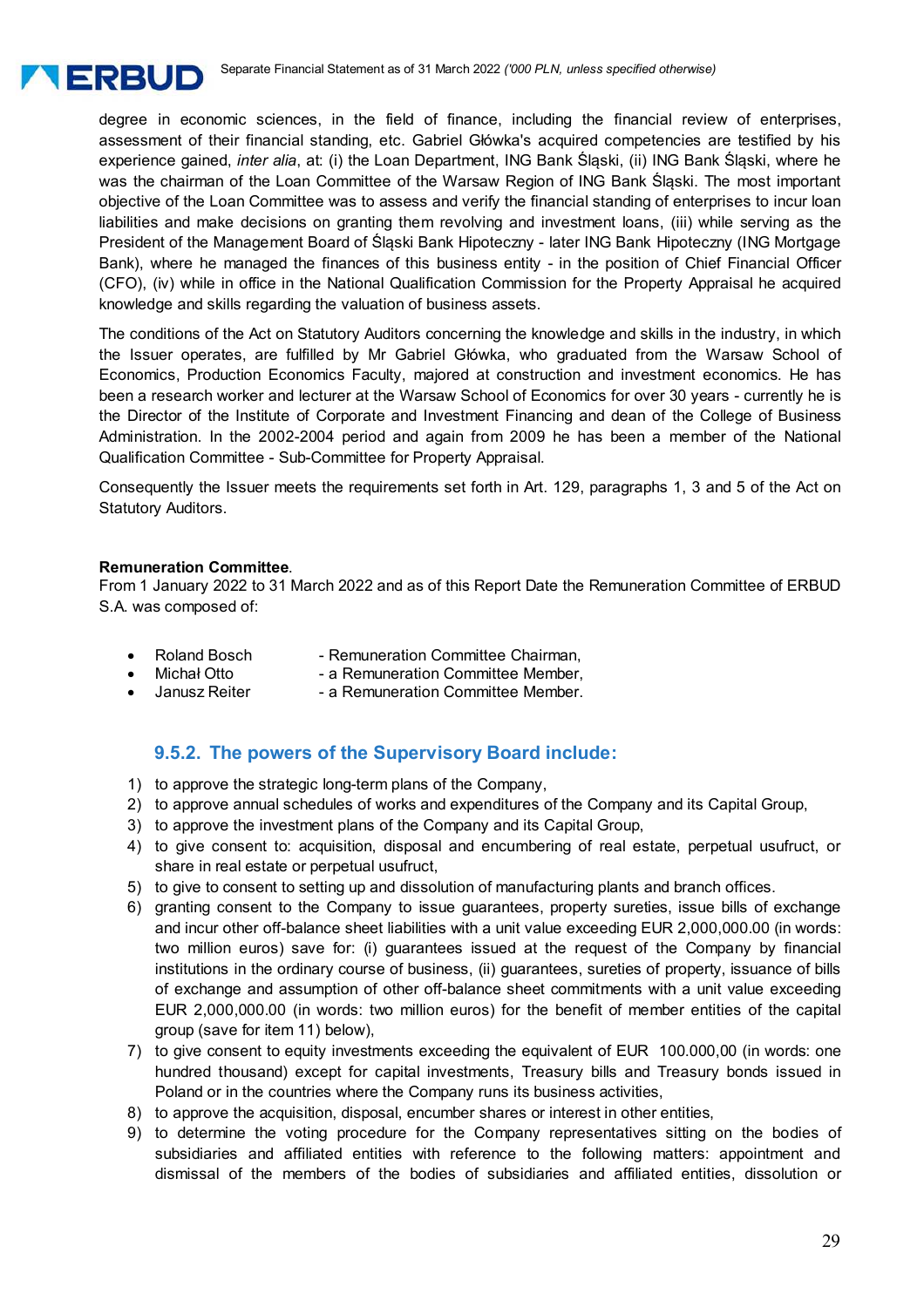degree in economic sciences, in the field of finance, including the financial review of enterprises, assessment of their financial standing, etc. Gabriel Główka's acquired competencies are testified by his experience gained, *inter alia*, at: (i) the Loan Department, ING Bank Śląski, (ii) ING Bank Śląski, where he was the chairman of the Loan Committee of the Warsaw Region of ING Bank Śląski. The most important objective of the Loan Committee was to assess and verify the financial standing of enterprises to incur loan liabilities and make decisions on granting them revolving and investment loans, (iii) while serving as the President of the Management Board of Śląski Bank Hipoteczny - later ING Bank Hipoteczny (ING Mortgage Bank), where he managed the finances of this business entity - in the position of Chief Financial Officer (CFO), (iv) while in office in the National Qualification Commission for the Property Appraisal he acquired knowledge and skills regarding the valuation of business assets.

The conditions of the Act on Statutory Auditors concerning the knowledge and skills in the industry, in which the Issuer operates, are fulfilled by Mr Gabriel Główka, who graduated from the Warsaw School of Economics, Production Economics Faculty, majored at construction and investment economics. He has been a research worker and lecturer at the Warsaw School of Economics for over 30 years - currently he is the Director of the Institute of Corporate and Investment Financing and dean of the College of Business Administration. In the 2002-2004 period and again from 2009 he has been a member of the National Qualification Committee - Sub-Committee for Property Appraisal.

Consequently the Issuer meets the requirements set forth in Art. 129, paragraphs 1, 3 and 5 of the Act on Statutory Auditors.

**Remuneration Committee**.
From 1 January 2022 to 31 March 2022 and as of this Report Date the Remuneration Committee of ERBUD S.A. was composed of:

- Roland Bosch - Remuneration Committee Chairman,
- Michał Otto - a Remuneration Committee Member,
- Janusz Reiter - a Remuneration Committee Member.

### 9.5.2. The powers of the Supervisory Board include:

1) to approve the strategic long-term plans of the Company,
2) to approve annual schedules of works and expenditures of the Company and its Capital Group,
3) to approve the investment plans of the Company and its Capital Group,
4) to give consent to: acquisition, disposal and encumbering of real estate, perpetual usufruct, or share in real estate or perpetual usufruct,
5) to give to consent to setting up and dissolution of manufacturing plants and branch offices.
6) granting consent to the Company to issue guarantees, property sureties, issue bills of exchange and incur other off-balance sheet liabilities with a unit value exceeding EUR 2,000,000.00 (in words: two million euros) save for: (i) guarantees issued at the request of the Company by financial institutions in the ordinary course of business, (ii) guarantees, sureties of property, issuance of bills of exchange and assumption of other off-balance sheet commitments with a unit value exceeding EUR 2,000,000.00 (in words: two million euros) for the benefit of member entities of the capital group (save for item 11) below),
7) to give consent to equity investments exceeding the equivalent of EUR 100.000,00 (in words: one hundred thousand) except for capital investments, Treasury bills and Treasury bonds issued in Poland or in the countries where the Company runs its business activities,
8) to approve the acquisition, disposal, encumber shares or interest in other entities,
9) to determine the voting procedure for the Company representatives sitting on the bodies of subsidiaries and affiliated entities with reference to the following matters: appointment and dismissal of the members of the bodies of subsidiaries and affiliated entities, dissolution or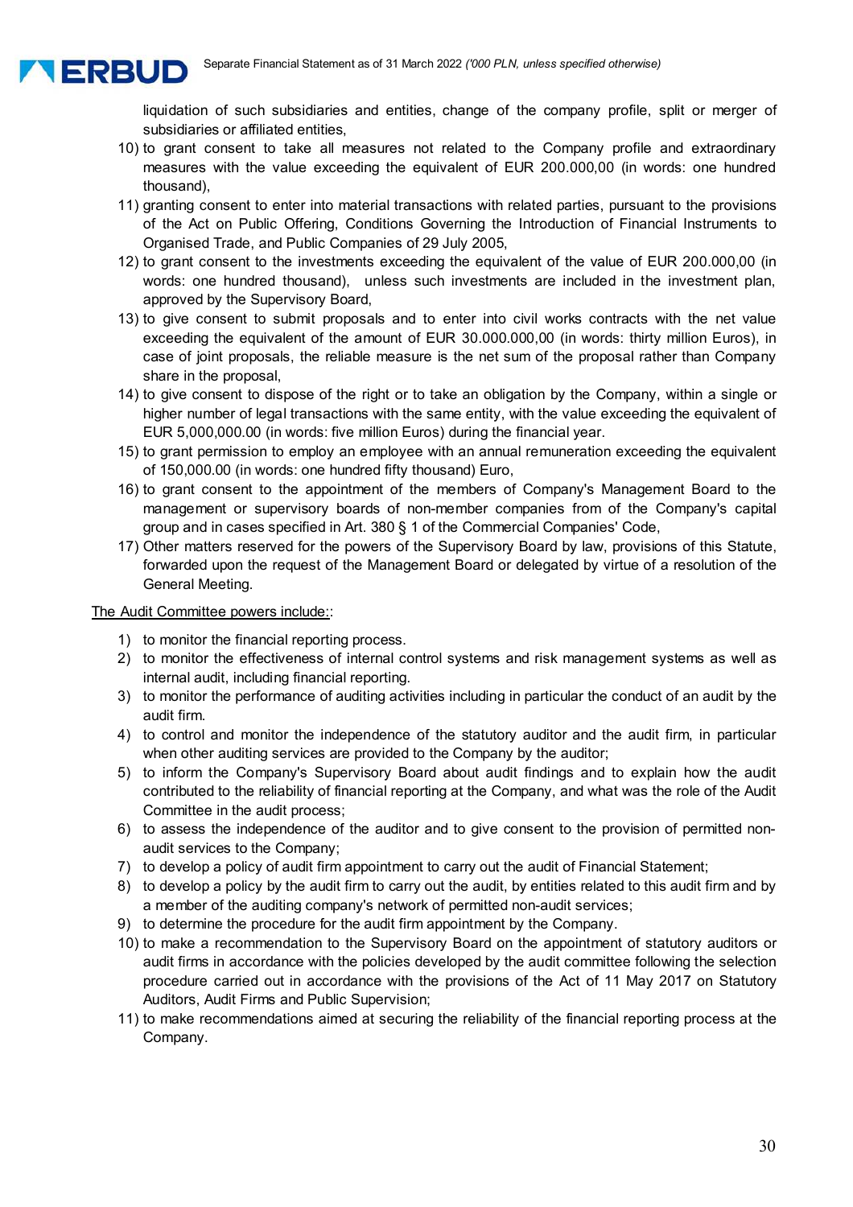liquidation of such subsidiaries and entities, change of the company profile, split or merger of subsidiaries or affiliated entities,

10) to grant consent to take all measures not related to the Company profile and extraordinary measures with the value exceeding the equivalent of EUR 200.000,00 (in words: one hundred thousand),
11) granting consent to enter into material transactions with related parties, pursuant to the provisions of the Act on Public Offering, Conditions Governing the Introduction of Financial Instruments to Organised Trade, and Public Companies of 29 July 2005,
12) to grant consent to the investments exceeding the equivalent of the value of EUR 200.000,00 (in words: one hundred thousand), unless such investments are included in the investment plan, approved by the Supervisory Board,
13) to give consent to submit proposals and to enter into civil works contracts with the net value exceeding the equivalent of the amount of EUR 30.000.000,00 (in words: thirty million Euros), in case of joint proposals, the reliable measure is the net sum of the proposal rather than Company share in the proposal,
14) to give consent to dispose of the right or to take an obligation by the Company, within a single or higher number of legal transactions with the same entity, with the value exceeding the equivalent of EUR 5,000,000.00 (in words: five million Euros) during the financial year.
15) to grant permission to employ an employee with an annual remuneration exceeding the equivalent of 150,000.00 (in words: one hundred fifty thousand) Euro,
16) to grant consent to the appointment of the members of Company's Management Board to the management or supervisory boards of non-member companies from of the Company's capital group and in cases specified in Art. 380 § 1 of the Commercial Companies' Code,
17) Other matters reserved for the powers of the Supervisory Board by law, provisions of this Statute, forwarded upon the request of the Management Board or delegated by virtue of a resolution of the General Meeting.

<u>The Audit Committee powers include:</u>:

1) to monitor the financial reporting process.
2) to monitor the effectiveness of internal control systems and risk management systems as well as internal audit, including financial reporting.
3) to monitor the performance of auditing activities including in particular the conduct of an audit by the audit firm.
4) to control and monitor the independence of the statutory auditor and the audit firm, in particular when other auditing services are provided to the Company by the auditor;
5) to inform the Company's Supervisory Board about audit findings and to explain how the audit contributed to the reliability of financial reporting at the Company, and what was the role of the Audit Committee in the audit process;
6) to assess the independence of the auditor and to give consent to the provision of permitted non-audit services to the Company;
7) to develop a policy of audit firm appointment to carry out the audit of Financial Statement;
8) to develop a policy by the audit firm to carry out the audit, by entities related to this audit firm and by a member of the auditing company's network of permitted non-audit services;
9) to determine the procedure for the audit firm appointment by the Company.
10) to make a recommendation to the Supervisory Board on the appointment of statutory auditors or audit firms in accordance with the policies developed by the audit committee following the selection procedure carried out in accordance with the provisions of the Act of 11 May 2017 on Statutory Auditors, Audit Firms and Public Supervision;
11) to make recommendations aimed at securing the reliability of the financial reporting process at the Company.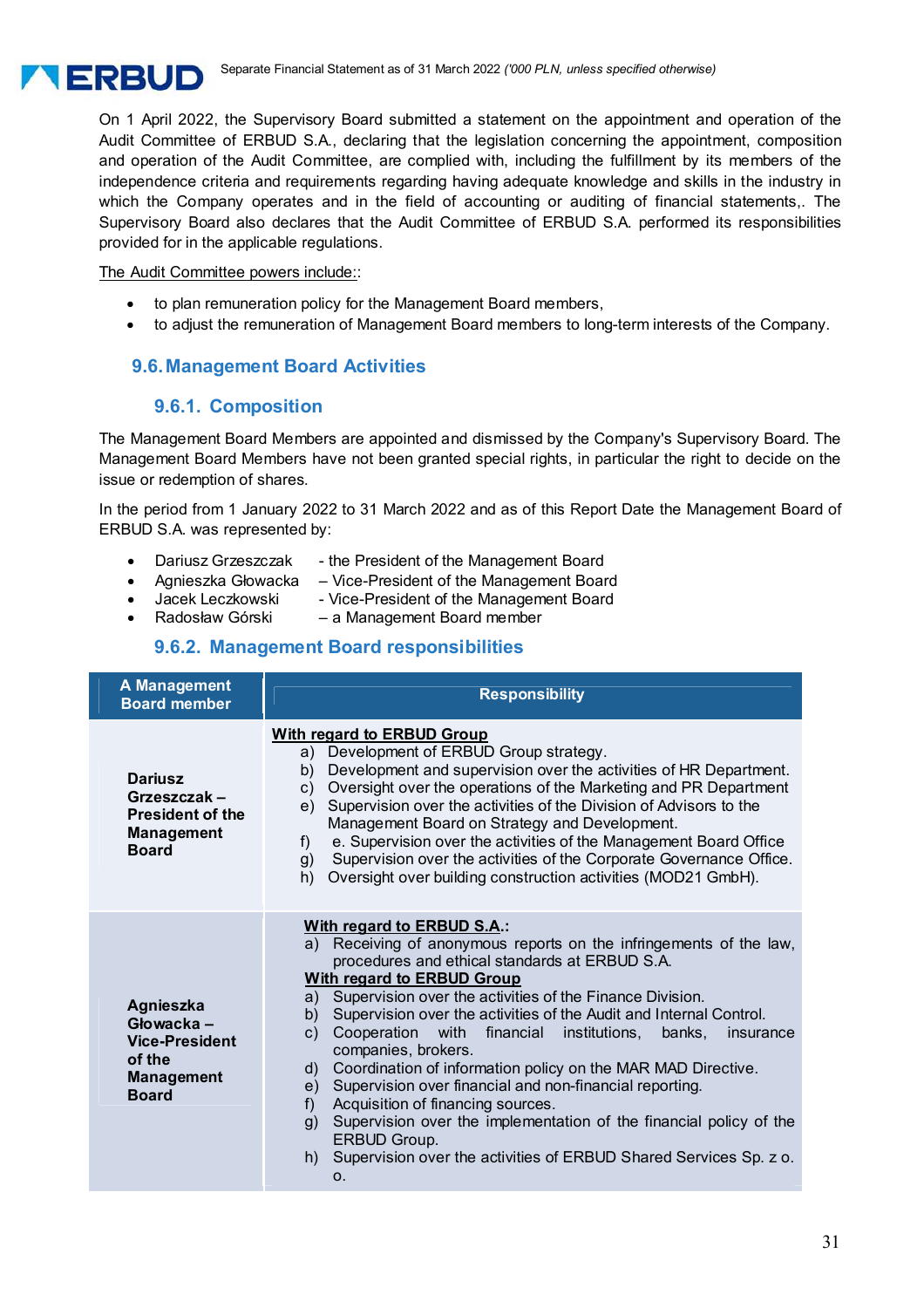On 1 April 2022, the Supervisory Board submitted a statement on the appointment and operation of the Audit Committee of ERBUD S.A., declaring that the legislation concerning the appointment, composition and operation of the Audit Committee, are complied with, including the fulfillment by its members of the independence criteria and requirements regarding having adequate knowledge and skills in the industry in which the Company operates and in the field of accounting or auditing of financial statements,. The Supervisory Board also declares that the Audit Committee of ERBUD S.A. performed its responsibilities provided for in the applicable regulations.

The Audit Committee powers include::

- to plan remuneration policy for the Management Board members,
- to adjust the remuneration of Management Board members to long-term interests of the Company.

## 9.6. Management Board Activities

### 9.6.1. Composition

The Management Board Members are appointed and dismissed by the Company's Supervisory Board. The Management Board Members have not been granted special rights, in particular the right to decide on the issue or redemption of shares.

In the period from 1 January 2022 to 31 March 2022 and as of this Report Date the Management Board of ERBUD S.A. was represented by:

- Dariusz Grzeszczak - the President of the Management Board
- Agnieszka Głowacka – Vice-President of the Management Board
- Jacek Leczkowski - Vice-President of the Management Board
- Radosław Górski – a Management Board member

### 9.6.2. Management Board responsibilities

| A Management Board member | Responsibility |
|---|---|
| **Dariusz Grzeszczak – President of the Management Board** | **With regard to ERBUD Group**<br>a) Development of ERBUD Group strategy.<br>b) Development and supervision over the activities of HR Department.<br>c) Oversight over the operations of the Marketing and PR Department<br>e) Supervision over the activities of the Division of Advisors to the Management Board on Strategy and Development.<br>f) e. Supervision over the activities of the Management Board Office<br>g) Supervision over the activities of the Corporate Governance Office.<br>h) Oversight over building construction activities (MOD21 GmbH). |
| **Agnieszka Głowacka – Vice-President of the Management Board** | **With regard to ERBUD S.A.:**<br>a) Receiving of anonymous reports on the infringements of the law, procedures and ethical standards at ERBUD S.A.<br>**With regard to ERBUD Group**<br>a) Supervision over the activities of the Finance Division.<br>b) Supervision over the activities of the Audit and Internal Control.<br>c) Cooperation with financial institutions, banks, insurance companies, brokers.<br>d) Coordination of information policy on the MAR MAD Directive.<br>e) Supervision over financial and non-financial reporting.<br>f) Acquisition of financing sources.<br>g) Supervision over the implementation of the financial policy of the ERBUD Group.<br>h) Supervision over the activities of ERBUD Shared Services Sp. z o. o. |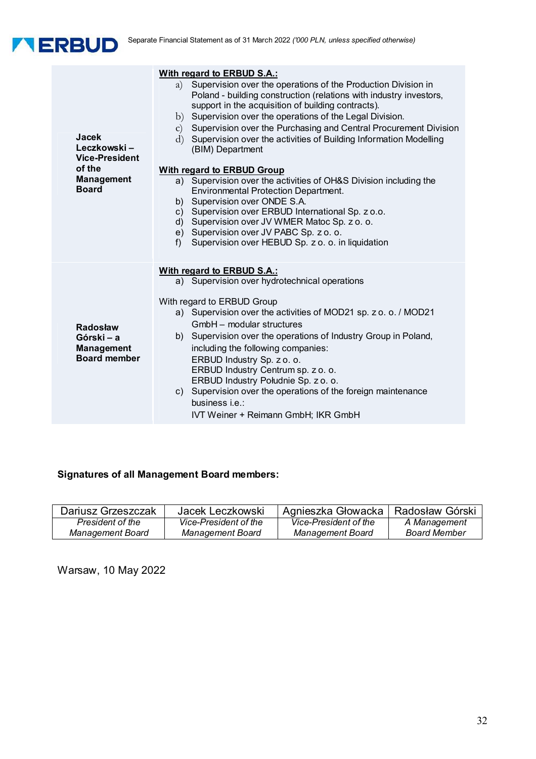| | |
|---|---|
| **Jacek Leczkowski – Vice-President of the Management Board** | **With regard to ERBUD S.A.:**<br>a) Supervision over the operations of the Production Division in Poland - building construction (relations with industry investors, support in the acquisition of building contracts).<br>b) Supervision over the operations of the Legal Division.<br>c) Supervision over the Purchasing and Central Procurement Division<br>d) Supervision over the activities of Building Information Modelling (BIM) Department<br><br>**With regard to ERBUD Group**<br>a) Supervision over the activities of OH&S Division including the Environmental Protection Department.<br>b) Supervision over ONDE S.A.<br>c) Supervision over ERBUD International Sp. z o.o.<br>d) Supervision over JV WMER Matoc Sp. z o. o.<br>e) Supervision over JV PABC Sp. z o. o.<br>f) Supervision over HEBUD Sp. z o. o. in liquidation |
| **Radosław Górski – a Management Board member** | **With regard to ERBUD S.A.:**<br>a) Supervision over hydrotechnical operations<br><br>With regard to ERBUD Group<br>a) Supervision over the activities of MOD21 sp. z o. o. / MOD21 GmbH – modular structures<br>b) Supervision over the operations of Industry Group in Poland, including the following companies:<br>ERBUD Industry Sp. z o. o.<br>ERBUD Industry Centrum sp. z o. o.<br>ERBUD Industry Południe Sp. z o. o.<br>c) Supervision over the operations of the foreign maintenance business i.e.:<br>IVT Weiner + Reimann GmbH; IKR GmbH |

**Signatures of all Management Board members:**

| Dariusz Grzeszczak | Jacek Leczkowski | Agnieszka Głowacka | Radosław Górski |
|---|---|---|---|
| *President of the Management Board* | *Vice-President of the Management Board* | *Vice-President of the Management Board* | *A Management Board Member* |

Warsaw, 10 May 2022